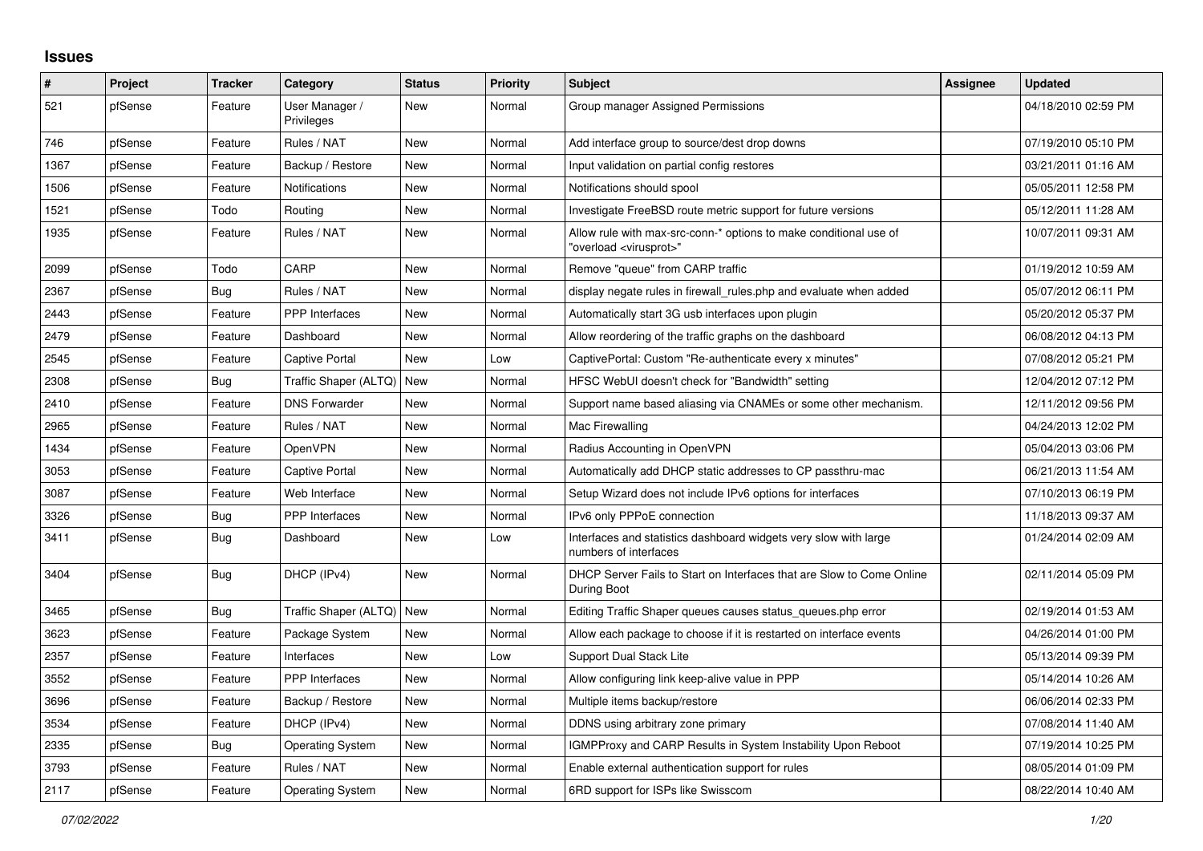# Issues

| # | Project | Tracker | Category | Status | Priority | Subject | Assignee | Updated |
|---|---|---|---|---|---|---|---|---|
| 521 | pfSense | Feature | User Manager / Privileges | New | Normal | Group manager Assigned Permissions | | 04/18/2010 02:59 PM |
| 746 | pfSense | Feature | Rules / NAT | New | Normal | Add interface group to source/dest drop downs | | 07/19/2010 05:10 PM |
| 1367 | pfSense | Feature | Backup / Restore | New | Normal | Input validation on partial config restores | | 03/21/2011 01:16 AM |
| 1506 | pfSense | Feature | Notifications | New | Normal | Notifications should spool | | 05/05/2011 12:58 PM |
| 1521 | pfSense | Todo | Routing | New | Normal | Investigate FreeBSD route metric support for future versions | | 05/12/2011 11:28 AM |
| 1935 | pfSense | Feature | Rules / NAT | New | Normal | Allow rule with max-src-conn-* options to make conditional use of "overload <virusprot>" | | 10/07/2011 09:31 AM |
| 2099 | pfSense | Todo | CARP | New | Normal | Remove "queue" from CARP traffic | | 01/19/2012 10:59 AM |
| 2367 | pfSense | Bug | Rules / NAT | New | Normal | display negate rules in firewall_rules.php and evaluate when added | | 05/07/2012 06:11 PM |
| 2443 | pfSense | Feature | PPP Interfaces | New | Normal | Automatically start 3G usb interfaces upon plugin | | 05/20/2012 05:37 PM |
| 2479 | pfSense | Feature | Dashboard | New | Normal | Allow reordering of the traffic graphs on the dashboard | | 06/08/2012 04:13 PM |
| 2545 | pfSense | Feature | Captive Portal | New | Low | CaptivePortal: Custom "Re-authenticate every x minutes" | | 07/08/2012 05:21 PM |
| 2308 | pfSense | Bug | Traffic Shaper (ALTQ) | New | Normal | HFSC WebUI doesn't check for "Bandwidth" setting | | 12/04/2012 07:12 PM |
| 2410 | pfSense | Feature | DNS Forwarder | New | Normal | Support name based aliasing via CNAMEs or some other mechanism. | | 12/11/2012 09:56 PM |
| 2965 | pfSense | Feature | Rules / NAT | New | Normal | Mac Firewalling | | 04/24/2013 12:02 PM |
| 1434 | pfSense | Feature | OpenVPN | New | Normal | Radius Accounting in OpenVPN | | 05/04/2013 03:06 PM |
| 3053 | pfSense | Feature | Captive Portal | New | Normal | Automatically add DHCP static addresses to CP passthru-mac | | 06/21/2013 11:54 AM |
| 3087 | pfSense | Feature | Web Interface | New | Normal | Setup Wizard does not include IPv6 options for interfaces | | 07/10/2013 06:19 PM |
| 3326 | pfSense | Bug | PPP Interfaces | New | Normal | IPv6 only PPPoE connection | | 11/18/2013 09:37 AM |
| 3411 | pfSense | Bug | Dashboard | New | Low | Interfaces and statistics dashboard widgets very slow with large numbers of interfaces | | 01/24/2014 02:09 AM |
| 3404 | pfSense | Bug | DHCP (IPv4) | New | Normal | DHCP Server Fails to Start on Interfaces that are Slow to Come Online During Boot | | 02/11/2014 05:09 PM |
| 3465 | pfSense | Bug | Traffic Shaper (ALTQ) | New | Normal | Editing Traffic Shaper queues causes status_queues.php error | | 02/19/2014 01:53 AM |
| 3623 | pfSense | Feature | Package System | New | Normal | Allow each package to choose if it is restarted on interface events | | 04/26/2014 01:00 PM |
| 2357 | pfSense | Feature | Interfaces | New | Low | Support Dual Stack Lite | | 05/13/2014 09:39 PM |
| 3552 | pfSense | Feature | PPP Interfaces | New | Normal | Allow configuring link keep-alive value in PPP | | 05/14/2014 10:26 AM |
| 3696 | pfSense | Feature | Backup / Restore | New | Normal | Multiple items backup/restore | | 06/06/2014 02:33 PM |
| 3534 | pfSense | Feature | DHCP (IPv4) | New | Normal | DDNS using arbitrary zone primary | | 07/08/2014 11:40 AM |
| 2335 | pfSense | Bug | Operating System | New | Normal | IGMPProxy and CARP Results in System Instability Upon Reboot | | 07/19/2014 10:25 PM |
| 3793 | pfSense | Feature | Rules / NAT | New | Normal | Enable external authentication support for rules | | 08/05/2014 01:09 PM |
| 2117 | pfSense | Feature | Operating System | New | Normal | 6RD support for ISPs like Swisscom | | 08/22/2014 10:40 AM |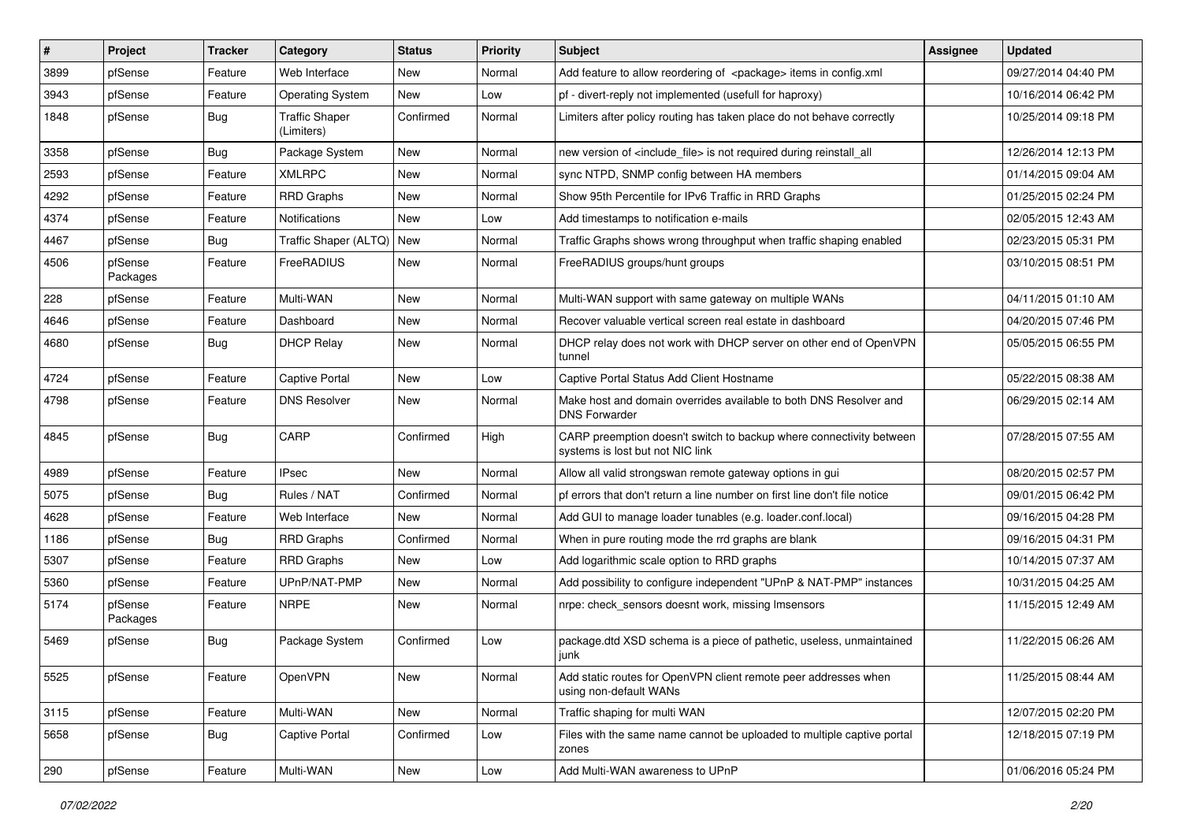| # | Project | Tracker | Category | Status | Priority | Subject | Assignee | Updated |
|---|---|---|---|---|---|---|---|---|
| 3899 | pfSense | Feature | Web Interface | New | Normal | Add feature to allow reordering of <package> items in config.xml | | 09/27/2014 04:40 PM |
| 3943 | pfSense | Feature | Operating System | New | Low | pf - divert-reply not implemented (usefull for haproxy) | | 10/16/2014 06:42 PM |
| 1848 | pfSense | Bug | Traffic Shaper (Limiters) | Confirmed | Normal | Limiters after policy routing has taken place do not behave correctly | | 10/25/2014 09:18 PM |
| 3358 | pfSense | Bug | Package System | New | Normal | new version of <include_file> is not required during reinstall_all | | 12/26/2014 12:13 PM |
| 2593 | pfSense | Feature | XMLRPC | New | Normal | sync NTPD, SNMP config between HA members | | 01/14/2015 09:04 AM |
| 4292 | pfSense | Feature | RRD Graphs | New | Normal | Show 95th Percentile for IPv6 Traffic in RRD Graphs | | 01/25/2015 02:24 PM |
| 4374 | pfSense | Feature | Notifications | New | Low | Add timestamps to notification e-mails | | 02/05/2015 12:43 AM |
| 4467 | pfSense | Bug | Traffic Shaper (ALTQ) | New | Normal | Traffic Graphs shows wrong throughput when traffic shaping enabled | | 02/23/2015 05:31 PM |
| 4506 | pfSense Packages | Feature | FreeRADIUS | New | Normal | FreeRADIUS groups/hunt groups | | 03/10/2015 08:51 PM |
| 228 | pfSense | Feature | Multi-WAN | New | Normal | Multi-WAN support with same gateway on multiple WANs | | 04/11/2015 01:10 AM |
| 4646 | pfSense | Feature | Dashboard | New | Normal | Recover valuable vertical screen real estate in dashboard | | 04/20/2015 07:46 PM |
| 4680 | pfSense | Bug | DHCP Relay | New | Normal | DHCP relay does not work with DHCP server on other end of OpenVPN tunnel | | 05/05/2015 06:55 PM |
| 4724 | pfSense | Feature | Captive Portal | New | Low | Captive Portal Status Add Client Hostname | | 05/22/2015 08:38 AM |
| 4798 | pfSense | Feature | DNS Resolver | New | Normal | Make host and domain overrides available to both DNS Resolver and DNS Forwarder | | 06/29/2015 02:14 AM |
| 4845 | pfSense | Bug | CARP | Confirmed | High | CARP preemption doesn't switch to backup where connectivity between systems is lost but not NIC link | | 07/28/2015 07:55 AM |
| 4989 | pfSense | Feature | IPsec | New | Normal | Allow all valid strongswan remote gateway options in gui | | 08/20/2015 02:57 PM |
| 5075 | pfSense | Bug | Rules / NAT | Confirmed | Normal | pf errors that don't return a line number on first line don't file notice | | 09/01/2015 06:42 PM |
| 4628 | pfSense | Feature | Web Interface | New | Normal | Add GUI to manage loader tunables (e.g. loader.conf.local) | | 09/16/2015 04:28 PM |
| 1186 | pfSense | Bug | RRD Graphs | Confirmed | Normal | When in pure routing mode the rrd graphs are blank | | 09/16/2015 04:31 PM |
| 5307 | pfSense | Feature | RRD Graphs | New | Low | Add logarithmic scale option to RRD graphs | | 10/14/2015 07:37 AM |
| 5360 | pfSense | Feature | UPnP/NAT-PMP | New | Normal | Add possibility to configure independent "UPnP & NAT-PMP" instances | | 10/31/2015 04:25 AM |
| 5174 | pfSense Packages | Feature | NRPE | New | Normal | nrpe: check_sensors doesnt work, missing lmsensors | | 11/15/2015 12:49 AM |
| 5469 | pfSense | Bug | Package System | Confirmed | Low | package.dtd XSD schema is a piece of pathetic, useless, unmaintained junk | | 11/22/2015 06:26 AM |
| 5525 | pfSense | Feature | OpenVPN | New | Normal | Add static routes for OpenVPN client remote peer addresses when using non-default WANs | | 11/25/2015 08:44 AM |
| 3115 | pfSense | Feature | Multi-WAN | New | Normal | Traffic shaping for multi WAN | | 12/07/2015 02:20 PM |
| 5658 | pfSense | Bug | Captive Portal | Confirmed | Low | Files with the same name cannot be uploaded to multiple captive portal zones | | 12/18/2015 07:19 PM |
| 290 | pfSense | Feature | Multi-WAN | New | Low | Add Multi-WAN awareness to UPnP | | 01/06/2016 05:24 PM |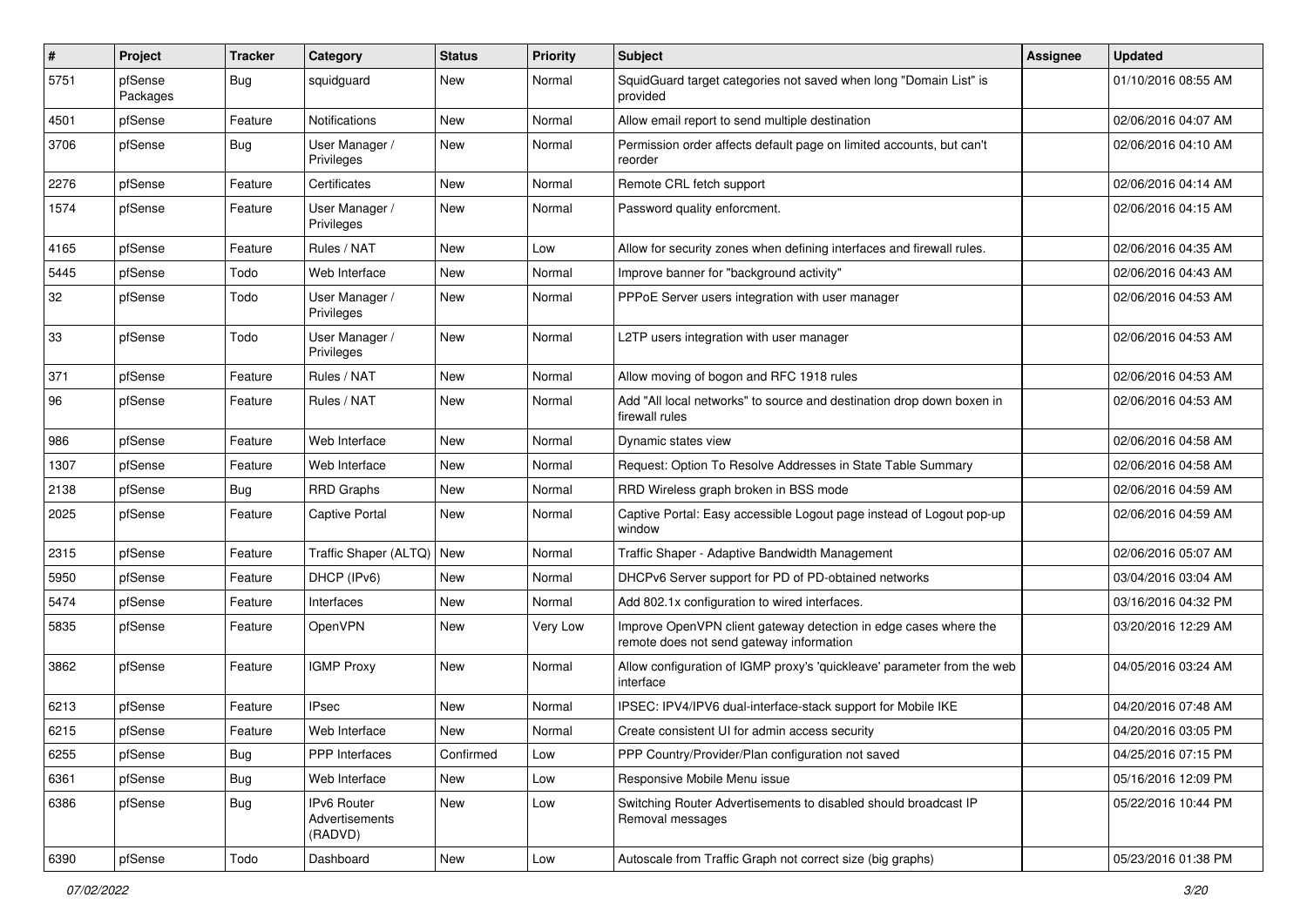| # | Project | Tracker | Category | Status | Priority | Subject | Assignee | Updated |
|---|---|---|---|---|---|---|---|---|
| 5751 | pfSense Packages | Bug | squidguard | New | Normal | SquidGuard target categories not saved when long "Domain List" is provided | | 01/10/2016 08:55 AM |
| 4501 | pfSense | Feature | Notifications | New | Normal | Allow email report to send multiple destination | | 02/06/2016 04:07 AM |
| 3706 | pfSense | Bug | User Manager / Privileges | New | Normal | Permission order affects default page on limited accounts, but can't reorder | | 02/06/2016 04:10 AM |
| 2276 | pfSense | Feature | Certificates | New | Normal | Remote CRL fetch support | | 02/06/2016 04:14 AM |
| 1574 | pfSense | Feature | User Manager / Privileges | New | Normal | Password quality enforcment. | | 02/06/2016 04:15 AM |
| 4165 | pfSense | Feature | Rules / NAT | New | Low | Allow for security zones when defining interfaces and firewall rules. | | 02/06/2016 04:35 AM |
| 5445 | pfSense | Todo | Web Interface | New | Normal | Improve banner for "background activity" | | 02/06/2016 04:43 AM |
| 32 | pfSense | Todo | User Manager / Privileges | New | Normal | PPPoE Server users integration with user manager | | 02/06/2016 04:53 AM |
| 33 | pfSense | Todo | User Manager / Privileges | New | Normal | L2TP users integration with user manager | | 02/06/2016 04:53 AM |
| 371 | pfSense | Feature | Rules / NAT | New | Normal | Allow moving of bogon and RFC 1918 rules | | 02/06/2016 04:53 AM |
| 96 | pfSense | Feature | Rules / NAT | New | Normal | Add "All local networks" to source and destination drop down boxen in firewall rules | | 02/06/2016 04:53 AM |
| 986 | pfSense | Feature | Web Interface | New | Normal | Dynamic states view | | 02/06/2016 04:58 AM |
| 1307 | pfSense | Feature | Web Interface | New | Normal | Request: Option To Resolve Addresses in State Table Summary | | 02/06/2016 04:58 AM |
| 2138 | pfSense | Bug | RRD Graphs | New | Normal | RRD Wireless graph broken in BSS mode | | 02/06/2016 04:59 AM |
| 2025 | pfSense | Feature | Captive Portal | New | Normal | Captive Portal: Easy accessible Logout page instead of Logout pop-up window | | 02/06/2016 04:59 AM |
| 2315 | pfSense | Feature | Traffic Shaper (ALTQ) | New | Normal | Traffic Shaper - Adaptive Bandwidth Management | | 02/06/2016 05:07 AM |
| 5950 | pfSense | Feature | DHCP (IPv6) | New | Normal | DHCPv6 Server support for PD of PD-obtained networks | | 03/04/2016 03:04 AM |
| 5474 | pfSense | Feature | Interfaces | New | Normal | Add 802.1x configuration to wired interfaces. | | 03/16/2016 04:32 PM |
| 5835 | pfSense | Feature | OpenVPN | New | Very Low | Improve OpenVPN client gateway detection in edge cases where the remote does not send gateway information | | 03/20/2016 12:29 AM |
| 3862 | pfSense | Feature | IGMP Proxy | New | Normal | Allow configuration of IGMP proxy's 'quickleave' parameter from the web interface | | 04/05/2016 03:24 AM |
| 6213 | pfSense | Feature | IPsec | New | Normal | IPSEC: IPV4/IPV6 dual-interface-stack support for Mobile IKE | | 04/20/2016 07:48 AM |
| 6215 | pfSense | Feature | Web Interface | New | Normal | Create consistent UI for admin access security | | 04/20/2016 03:05 PM |
| 6255 | pfSense | Bug | PPP Interfaces | Confirmed | Low | PPP Country/Provider/Plan configuration not saved | | 04/25/2016 07:15 PM |
| 6361 | pfSense | Bug | Web Interface | New | Low | Responsive Mobile Menu issue | | 05/16/2016 12:09 PM |
| 6386 | pfSense | Bug | IPv6 Router Advertisements (RADVD) | New | Low | Switching Router Advertisements to disabled should broadcast IP Removal messages | | 05/22/2016 10:44 PM |
| 6390 | pfSense | Todo | Dashboard | New | Low | Autoscale from Traffic Graph not correct size (big graphs) | | 05/23/2016 01:38 PM |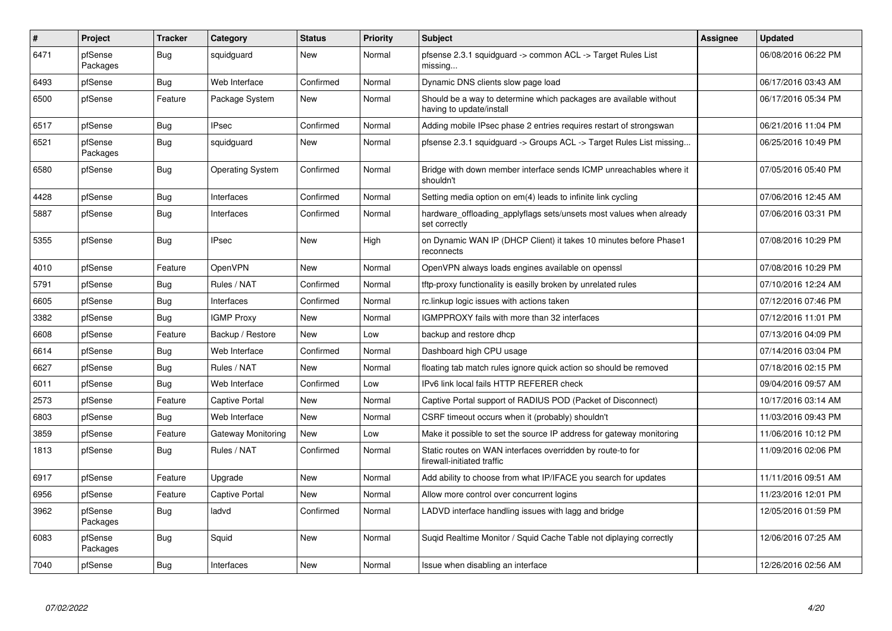| # | Project | Tracker | Category | Status | Priority | Subject | Assignee | Updated |
|---|---|---|---|---|---|---|---|---|
| 6471 | pfSense Packages | Bug | squidguard | New | Normal | pfsense 2.3.1 squidguard -> common ACL -> Target Rules List missing... | | 06/08/2016 06:22 PM |
| 6493 | pfSense | Bug | Web Interface | Confirmed | Normal | Dynamic DNS clients slow page load | | 06/17/2016 03:43 AM |
| 6500 | pfSense | Feature | Package System | New | Normal | Should be a way to determine which packages are available without having to update/install | | 06/17/2016 05:34 PM |
| 6517 | pfSense | Bug | IPsec | Confirmed | Normal | Adding mobile IPsec phase 2 entries requires restart of strongswan | | 06/21/2016 11:04 PM |
| 6521 | pfSense Packages | Bug | squidguard | New | Normal | pfsense 2.3.1 squidguard -> Groups ACL -> Target Rules List missing... | | 06/25/2016 10:49 PM |
| 6580 | pfSense | Bug | Operating System | Confirmed | Normal | Bridge with down member interface sends ICMP unreachables where it shouldn't | | 07/05/2016 05:40 PM |
| 4428 | pfSense | Bug | Interfaces | Confirmed | Normal | Setting media option on em(4) leads to infinite link cycling | | 07/06/2016 12:45 AM |
| 5887 | pfSense | Bug | Interfaces | Confirmed | Normal | hardware_offloading_applyflags sets/unsets most values when already set correctly | | 07/06/2016 03:31 PM |
| 5355 | pfSense | Bug | IPsec | New | High | on Dynamic WAN IP (DHCP Client) it takes 10 minutes before Phase1 reconnects | | 07/08/2016 10:29 PM |
| 4010 | pfSense | Feature | OpenVPN | New | Normal | OpenVPN always loads engines available on openssl | | 07/08/2016 10:29 PM |
| 5791 | pfSense | Bug | Rules / NAT | Confirmed | Normal | tftp-proxy functionality is easilly broken by unrelated rules | | 07/10/2016 12:24 AM |
| 6605 | pfSense | Bug | Interfaces | Confirmed | Normal | rc.linkup logic issues with actions taken | | 07/12/2016 07:46 PM |
| 3382 | pfSense | Bug | IGMP Proxy | New | Normal | IGMPPROXY fails with more than 32 interfaces | | 07/12/2016 11:01 PM |
| 6608 | pfSense | Feature | Backup / Restore | New | Low | backup and restore dhcp | | 07/13/2016 04:09 PM |
| 6614 | pfSense | Bug | Web Interface | Confirmed | Normal | Dashboard high CPU usage | | 07/14/2016 03:04 PM |
| 6627 | pfSense | Bug | Rules / NAT | New | Normal | floating tab match rules ignore quick action so should be removed | | 07/18/2016 02:15 PM |
| 6011 | pfSense | Bug | Web Interface | Confirmed | Low | IPv6 link local fails HTTP REFERER check | | 09/04/2016 09:57 AM |
| 2573 | pfSense | Feature | Captive Portal | New | Normal | Captive Portal support of RADIUS POD (Packet of Disconnect) | | 10/17/2016 03:14 AM |
| 6803 | pfSense | Bug | Web Interface | New | Normal | CSRF timeout occurs when it (probably) shouldn't | | 11/03/2016 09:43 PM |
| 3859 | pfSense | Feature | Gateway Monitoring | New | Low | Make it possible to set the source IP address for gateway monitoring | | 11/06/2016 10:12 PM |
| 1813 | pfSense | Bug | Rules / NAT | Confirmed | Normal | Static routes on WAN interfaces overridden by route-to for firewall-initiated traffic | | 11/09/2016 02:06 PM |
| 6917 | pfSense | Feature | Upgrade | New | Normal | Add ability to choose from what IP/IFACE you search for updates | | 11/11/2016 09:51 AM |
| 6956 | pfSense | Feature | Captive Portal | New | Normal | Allow more control over concurrent logins | | 11/23/2016 12:01 PM |
| 3962 | pfSense Packages | Bug | ladvd | Confirmed | Normal | LADVD interface handling issues with lagg and bridge | | 12/05/2016 01:59 PM |
| 6083 | pfSense Packages | Bug | Squid | New | Normal | Suqid Realtime Monitor / Squid Cache Table not diplaying correctly | | 12/06/2016 07:25 AM |
| 7040 | pfSense | Bug | Interfaces | New | Normal | Issue when disabling an interface | | 12/26/2016 02:56 AM |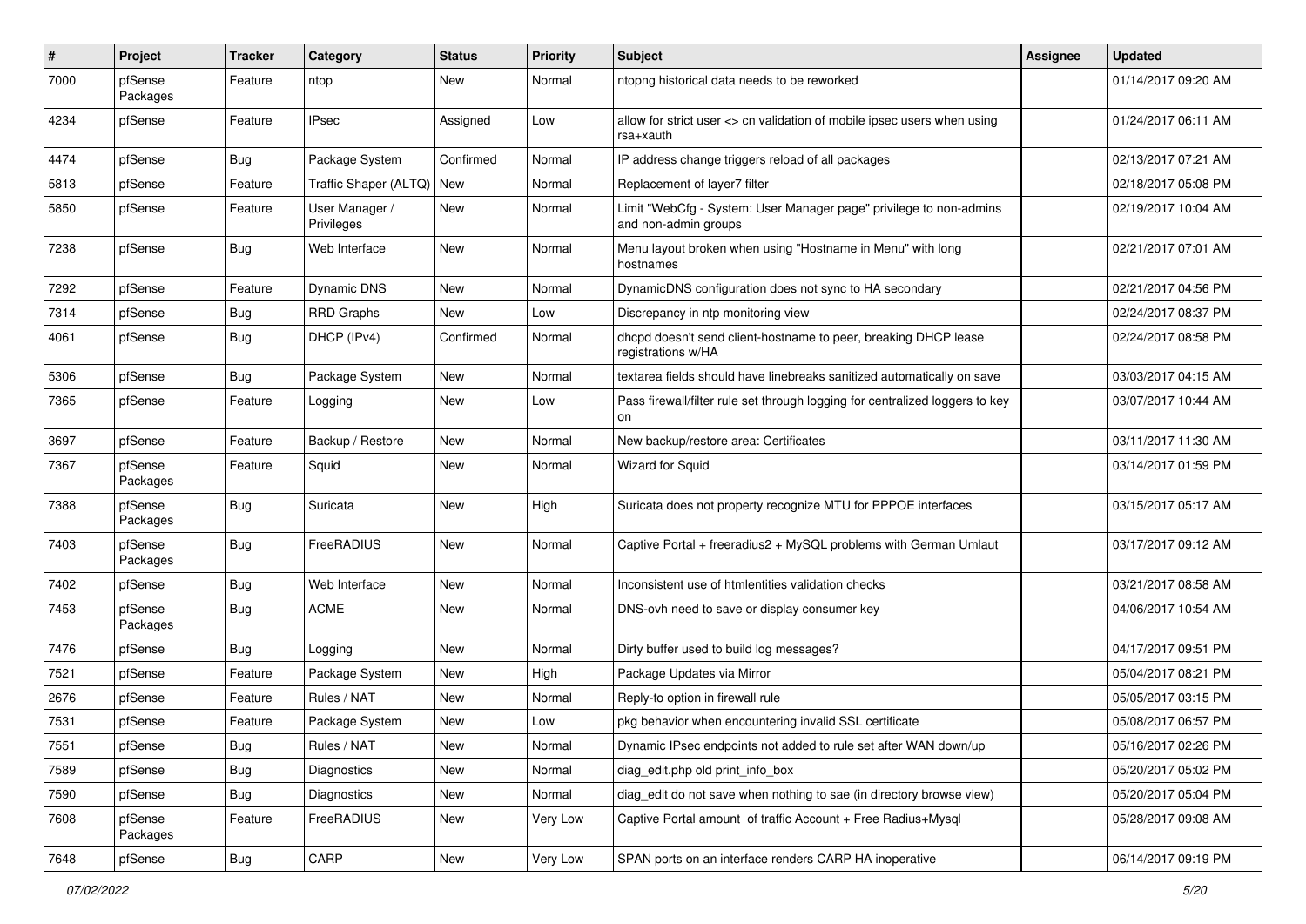| # | Project | Tracker | Category | Status | Priority | Subject | Assignee | Updated |
|---|---|---|---|---|---|---|---|---|
| 7000 | pfSense Packages | Feature | ntop | New | Normal | ntopng historical data needs to be reworked | | 01/14/2017 09:20 AM |
| 4234 | pfSense | Feature | IPsec | Assigned | Low | allow for strict user <> cn validation of mobile ipsec users when using rsa+xauth | | 01/24/2017 06:11 AM |
| 4474 | pfSense | Bug | Package System | Confirmed | Normal | IP address change triggers reload of all packages | | 02/13/2017 07:21 AM |
| 5813 | pfSense | Feature | Traffic Shaper (ALTQ) | New | Normal | Replacement of layer7 filter | | 02/18/2017 05:08 PM |
| 5850 | pfSense | Feature | User Manager / Privileges | New | Normal | Limit "WebCfg - System: User Manager page" privilege to non-admins and non-admin groups | | 02/19/2017 10:04 AM |
| 7238 | pfSense | Bug | Web Interface | New | Normal | Menu layout broken when using "Hostname in Menu" with long hostnames | | 02/21/2017 07:01 AM |
| 7292 | pfSense | Feature | Dynamic DNS | New | Normal | DynamicDNS configuration does not sync to HA secondary | | 02/21/2017 04:56 PM |
| 7314 | pfSense | Bug | RRD Graphs | New | Low | Discrepancy in ntp monitoring view | | 02/24/2017 08:37 PM |
| 4061 | pfSense | Bug | DHCP (IPv4) | Confirmed | Normal | dhcpd doesn't send client-hostname to peer, breaking DHCP lease registrations w/HA | | 02/24/2017 08:58 PM |
| 5306 | pfSense | Bug | Package System | New | Normal | textarea fields should have linebreaks sanitized automatically on save | | 03/03/2017 04:15 AM |
| 7365 | pfSense | Feature | Logging | New | Low | Pass firewall/filter rule set through logging for centralized loggers to key on | | 03/07/2017 10:44 AM |
| 3697 | pfSense | Feature | Backup / Restore | New | Normal | New backup/restore area: Certificates | | 03/11/2017 11:30 AM |
| 7367 | pfSense Packages | Feature | Squid | New | Normal | Wizard for Squid | | 03/14/2017 01:59 PM |
| 7388 | pfSense Packages | Bug | Suricata | New | High | Suricata does not property recognize MTU for PPPOE interfaces | | 03/15/2017 05:17 AM |
| 7403 | pfSense Packages | Bug | FreeRADIUS | New | Normal | Captive Portal + freeradius2 + MySQL problems with German Umlaut | | 03/17/2017 09:12 AM |
| 7402 | pfSense | Bug | Web Interface | New | Normal | Inconsistent use of htmlentities validation checks | | 03/21/2017 08:58 AM |
| 7453 | pfSense Packages | Bug | ACME | New | Normal | DNS-ovh need to save or display consumer key | | 04/06/2017 10:54 AM |
| 7476 | pfSense | Bug | Logging | New | Normal | Dirty buffer used to build log messages? | | 04/17/2017 09:51 PM |
| 7521 | pfSense | Feature | Package System | New | High | Package Updates via Mirror | | 05/04/2017 08:21 PM |
| 2676 | pfSense | Feature | Rules / NAT | New | Normal | Reply-to option in firewall rule | | 05/05/2017 03:15 PM |
| 7531 | pfSense | Feature | Package System | New | Low | pkg behavior when encountering invalid SSL certificate | | 05/08/2017 06:57 PM |
| 7551 | pfSense | Bug | Rules / NAT | New | Normal | Dynamic IPsec endpoints not added to rule set after WAN down/up | | 05/16/2017 02:26 PM |
| 7589 | pfSense | Bug | Diagnostics | New | Normal | diag_edit.php old print_info_box | | 05/20/2017 05:02 PM |
| 7590 | pfSense | Bug | Diagnostics | New | Normal | diag_edit do not save when nothing to sae (in directory browse view) | | 05/20/2017 05:04 PM |
| 7608 | pfSense Packages | Feature | FreeRADIUS | New | Very Low | Captive Portal amount of traffic Account + Free Radius+Mysql | | 05/28/2017 09:08 AM |
| 7648 | pfSense | Bug | CARP | New | Very Low | SPAN ports on an interface renders CARP HA inoperative | | 06/14/2017 09:19 PM |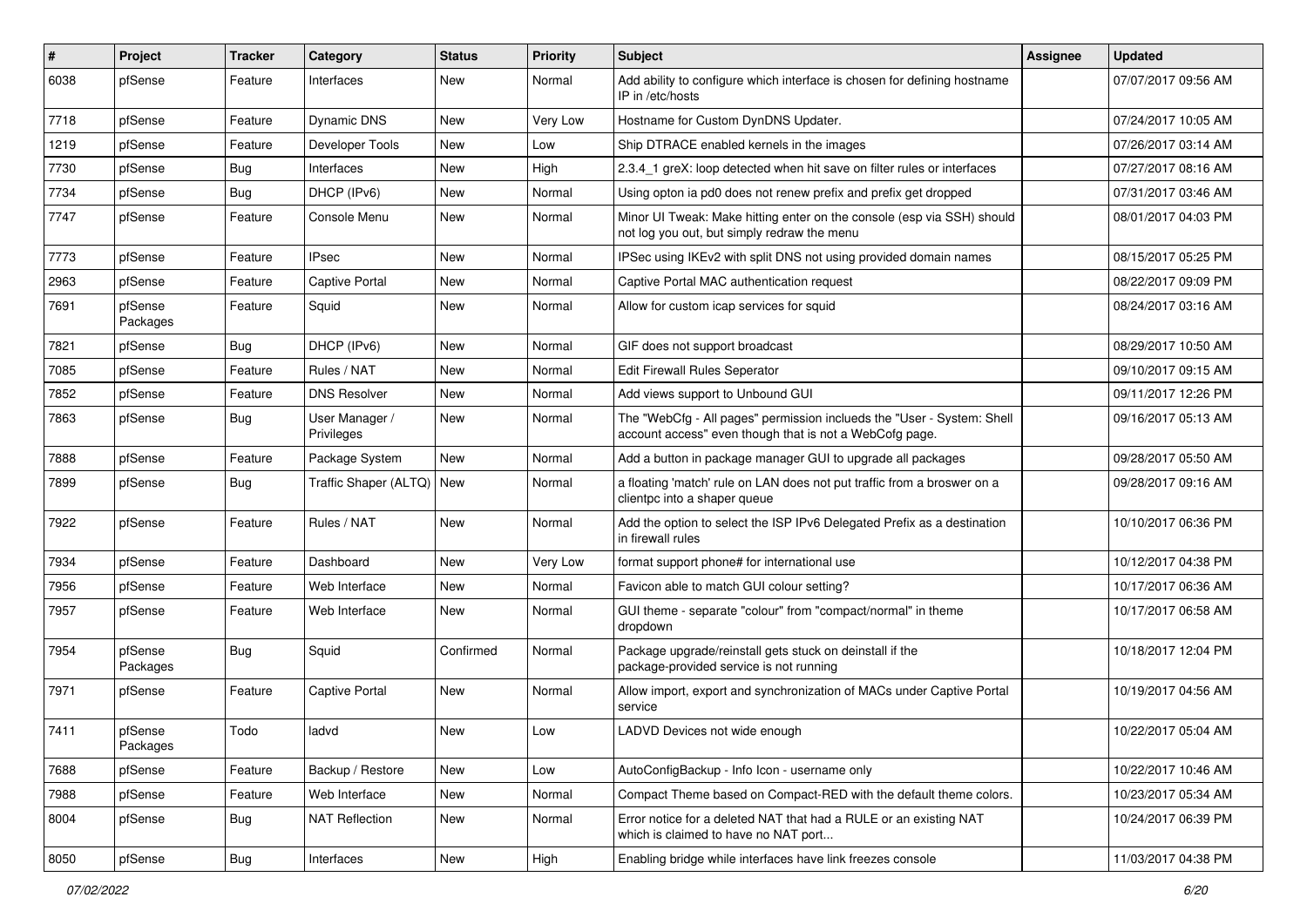| # | Project | Tracker | Category | Status | Priority | Subject | Assignee | Updated |
|---|---|---|---|---|---|---|---|---|
| 6038 | pfSense | Feature | Interfaces | New | Normal | Add ability to configure which interface is chosen for defining hostname IP in /etc/hosts | | 07/07/2017 09:56 AM |
| 7718 | pfSense | Feature | Dynamic DNS | New | Very Low | Hostname for Custom DynDNS Updater. | | 07/24/2017 10:05 AM |
| 1219 | pfSense | Feature | Developer Tools | New | Low | Ship DTRACE enabled kernels in the images | | 07/26/2017 03:14 AM |
| 7730 | pfSense | Bug | Interfaces | New | High | 2.3.4_1 greX: loop detected when hit save on filter rules or interfaces | | 07/27/2017 08:16 AM |
| 7734 | pfSense | Bug | DHCP (IPv6) | New | Normal | Using opton ia pd0 does not renew prefix and prefix get dropped | | 07/31/2017 03:46 AM |
| 7747 | pfSense | Feature | Console Menu | New | Normal | Minor UI Tweak: Make hitting enter on the console (esp via SSH) should not log you out, but simply redraw the menu | | 08/01/2017 04:03 PM |
| 7773 | pfSense | Feature | IPsec | New | Normal | IPSec using IKEv2 with split DNS not using provided domain names | | 08/15/2017 05:25 PM |
| 2963 | pfSense | Feature | Captive Portal | New | Normal | Captive Portal MAC authentication request | | 08/22/2017 09:09 PM |
| 7691 | pfSense Packages | Feature | Squid | New | Normal | Allow for custom icap services for squid | | 08/24/2017 03:16 AM |
| 7821 | pfSense | Bug | DHCP (IPv6) | New | Normal | GIF does not support broadcast | | 08/29/2017 10:50 AM |
| 7085 | pfSense | Feature | Rules / NAT | New | Normal | Edit Firewall Rules Seperator | | 09/10/2017 09:15 AM |
| 7852 | pfSense | Feature | DNS Resolver | New | Normal | Add views support to Unbound GUI | | 09/11/2017 12:26 PM |
| 7863 | pfSense | Bug | User Manager / Privileges | New | Normal | The "WebCfg - All pages" permission inclueds the "User - System: Shell account access" even though that is not a WebCofg page. | | 09/16/2017 05:13 AM |
| 7888 | pfSense | Feature | Package System | New | Normal | Add a button in package manager GUI to upgrade all packages | | 09/28/2017 05:50 AM |
| 7899 | pfSense | Bug | Traffic Shaper (ALTQ) | New | Normal | a floating 'match' rule on LAN does not put traffic from a broswer on a clientpc into a shaper queue | | 09/28/2017 09:16 AM |
| 7922 | pfSense | Feature | Rules / NAT | New | Normal | Add the option to select the ISP IPv6 Delegated Prefix as a destination in firewall rules | | 10/10/2017 06:36 PM |
| 7934 | pfSense | Feature | Dashboard | New | Very Low | format support phone# for international use | | 10/12/2017 04:38 PM |
| 7956 | pfSense | Feature | Web Interface | New | Normal | Favicon able to match GUI colour setting? | | 10/17/2017 06:36 AM |
| 7957 | pfSense | Feature | Web Interface | New | Normal | GUI theme - separate "colour" from "compact/normal" in theme dropdown | | 10/17/2017 06:58 AM |
| 7954 | pfSense Packages | Bug | Squid | Confirmed | Normal | Package upgrade/reinstall gets stuck on deinstall if the package-provided service is not running | | 10/18/2017 12:04 PM |
| 7971 | pfSense | Feature | Captive Portal | New | Normal | Allow import, export and synchronization of MACs under Captive Portal service | | 10/19/2017 04:56 AM |
| 7411 | pfSense Packages | Todo | ladvd | New | Low | LADVD Devices not wide enough | | 10/22/2017 05:04 AM |
| 7688 | pfSense | Feature | Backup / Restore | New | Low | AutoConfigBackup - Info Icon - username only | | 10/22/2017 10:46 AM |
| 7988 | pfSense | Feature | Web Interface | New | Normal | Compact Theme based on Compact-RED with the default theme colors. | | 10/23/2017 05:34 AM |
| 8004 | pfSense | Bug | NAT Reflection | New | Normal | Error notice for a deleted NAT that had a RULE or an existing NAT which is claimed to have no NAT port... | | 10/24/2017 06:39 PM |
| 8050 | pfSense | Bug | Interfaces | New | High | Enabling bridge while interfaces have link freezes console | | 11/03/2017 04:38 PM |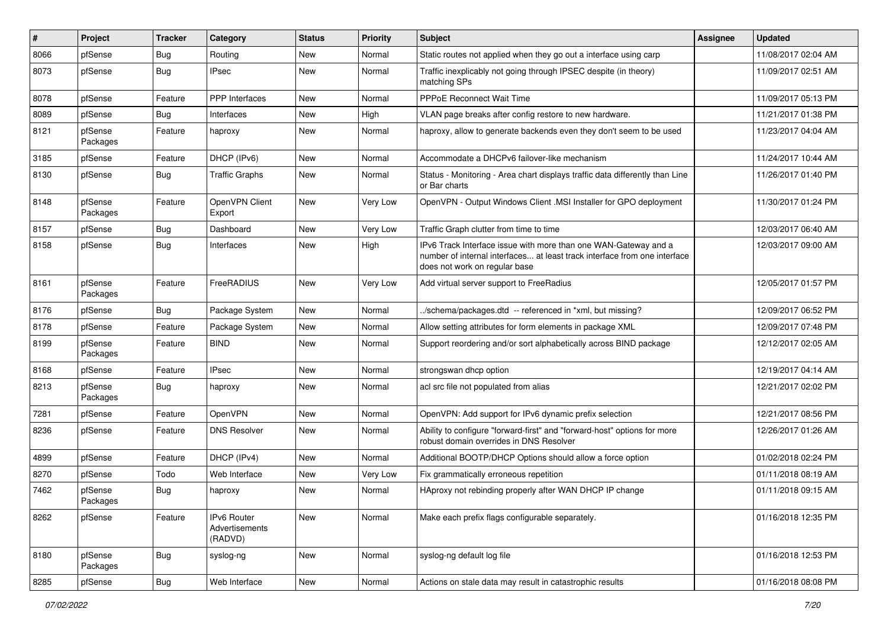| # | Project | Tracker | Category | Status | Priority | Subject | Assignee | Updated |
|---|---|---|---|---|---|---|---|---|
| 8066 | pfSense | Bug | Routing | New | Normal | Static routes not applied when they go out a interface using carp | | 11/08/2017 02:04 AM |
| 8073 | pfSense | Bug | IPsec | New | Normal | Traffic inexplicably not going through IPSEC despite (in theory) matching SPs | | 11/09/2017 02:51 AM |
| 8078 | pfSense | Feature | PPP Interfaces | New | Normal | PPPoE Reconnect Wait Time | | 11/09/2017 05:13 PM |
| 8089 | pfSense | Bug | Interfaces | New | High | VLAN page breaks after config restore to new hardware. | | 11/21/2017 01:38 PM |
| 8121 | pfSense Packages | Feature | haproxy | New | Normal | haproxy, allow to generate backends even they don't seem to be used | | 11/23/2017 04:04 AM |
| 3185 | pfSense | Feature | DHCP (IPv6) | New | Normal | Accommodate a DHCPv6 failover-like mechanism | | 11/24/2017 10:44 AM |
| 8130 | pfSense | Bug | Traffic Graphs | New | Normal | Status - Monitoring - Area chart displays traffic data differently than Line or Bar charts | | 11/26/2017 01:40 PM |
| 8148 | pfSense Packages | Feature | OpenVPN Client Export | New | Very Low | OpenVPN - Output Windows Client .MSI Installer for GPO deployment | | 11/30/2017 01:24 PM |
| 8157 | pfSense | Bug | Dashboard | New | Very Low | Traffic Graph clutter from time to time | | 12/03/2017 06:40 AM |
| 8158 | pfSense | Bug | Interfaces | New | High | IPv6 Track Interface issue with more than one WAN-Gateway and a number of internal interfaces... at least track interface from one interface does not work on regular base | | 12/03/2017 09:00 AM |
| 8161 | pfSense Packages | Feature | FreeRADIUS | New | Very Low | Add virtual server support to FreeRadius | | 12/05/2017 01:57 PM |
| 8176 | pfSense | Bug | Package System | New | Normal | ../schema/packages.dtd -- referenced in *xml, but missing? | | 12/09/2017 06:52 PM |
| 8178 | pfSense | Feature | Package System | New | Normal | Allow setting attributes for form elements in package XML | | 12/09/2017 07:48 PM |
| 8199 | pfSense Packages | Feature | BIND | New | Normal | Support reordering and/or sort alphabetically across BIND package | | 12/12/2017 02:05 AM |
| 8168 | pfSense | Feature | IPsec | New | Normal | strongswan dhcp option | | 12/19/2017 04:14 AM |
| 8213 | pfSense Packages | Bug | haproxy | New | Normal | acl src file not populated from alias | | 12/21/2017 02:02 PM |
| 7281 | pfSense | Feature | OpenVPN | New | Normal | OpenVPN: Add support for IPv6 dynamic prefix selection | | 12/21/2017 08:56 PM |
| 8236 | pfSense | Feature | DNS Resolver | New | Normal | Ability to configure "forward-first" and "forward-host" options for more robust domain overrides in DNS Resolver | | 12/26/2017 01:26 AM |
| 4899 | pfSense | Feature | DHCP (IPv4) | New | Normal | Additional BOOTP/DHCP Options should allow a force option | | 01/02/2018 02:24 PM |
| 8270 | pfSense | Todo | Web Interface | New | Very Low | Fix grammatically erroneous repetition | | 01/11/2018 08:19 AM |
| 7462 | pfSense Packages | Bug | haproxy | New | Normal | HAproxy not rebinding properly after WAN DHCP IP change | | 01/11/2018 09:15 AM |
| 8262 | pfSense | Feature | IPv6 Router Advertisements (RADVD) | New | Normal | Make each prefix flags configurable separately. | | 01/16/2018 12:35 PM |
| 8180 | pfSense Packages | Bug | syslog-ng | New | Normal | syslog-ng default log file | | 01/16/2018 12:53 PM |
| 8285 | pfSense | Bug | Web Interface | New | Normal | Actions on stale data may result in catastrophic results | | 01/16/2018 08:08 PM |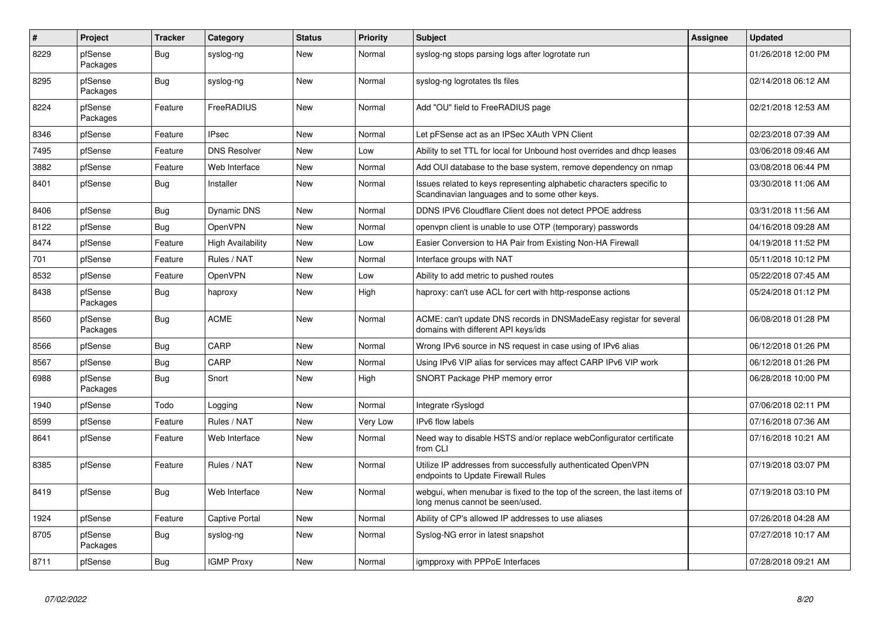| # | Project | Tracker | Category | Status | Priority | Subject | Assignee | Updated |
|---|---|---|---|---|---|---|---|---|
| 8229 | pfSense Packages | Bug | syslog-ng | New | Normal | syslog-ng stops parsing logs after logrotate run | | 01/26/2018 12:00 PM |
| 8295 | pfSense Packages | Bug | syslog-ng | New | Normal | syslog-ng logrotates tls files | | 02/14/2018 06:12 AM |
| 8224 | pfSense Packages | Feature | FreeRADIUS | New | Normal | Add "OU" field to FreeRADIUS page | | 02/21/2018 12:53 AM |
| 8346 | pfSense | Feature | IPsec | New | Normal | Let pFSense act as an IPSec XAuth VPN Client | | 02/23/2018 07:39 AM |
| 7495 | pfSense | Feature | DNS Resolver | New | Low | Ability to set TTL for local for Unbound host overrides and dhcp leases | | 03/06/2018 09:46 AM |
| 3882 | pfSense | Feature | Web Interface | New | Normal | Add OUI database to the base system, remove dependency on nmap | | 03/08/2018 06:44 PM |
| 8401 | pfSense | Bug | Installer | New | Normal | Issues related to keys representing alphabetic characters specific to Scandinavian languages and to some other keys. | | 03/30/2018 11:06 AM |
| 8406 | pfSense | Bug | Dynamic DNS | New | Normal | DDNS IPV6 Cloudflare Client does not detect PPOE address | | 03/31/2018 11:56 AM |
| 8122 | pfSense | Bug | OpenVPN | New | Normal | openvpn client is unable to use OTP (temporary) passwords | | 04/16/2018 09:28 AM |
| 8474 | pfSense | Feature | High Availability | New | Low | Easier Conversion to HA Pair from Existing Non-HA Firewall | | 04/19/2018 11:52 PM |
| 701 | pfSense | Feature | Rules / NAT | New | Normal | Interface groups with NAT | | 05/11/2018 10:12 PM |
| 8532 | pfSense | Feature | OpenVPN | New | Low | Ability to add metric to pushed routes | | 05/22/2018 07:45 AM |
| 8438 | pfSense Packages | Bug | haproxy | New | High | haproxy: can't use ACL for cert with http-response actions | | 05/24/2018 01:12 PM |
| 8560 | pfSense Packages | Bug | ACME | New | Normal | ACME: can't update DNS records in DNSMadeEasy registar for several domains with different API keys/ids | | 06/08/2018 01:28 PM |
| 8566 | pfSense | Bug | CARP | New | Normal | Wrong IPv6 source in NS request in case using of IPv6 alias | | 06/12/2018 01:26 PM |
| 8567 | pfSense | Bug | CARP | New | Normal | Using IPv6 VIP alias for services may affect CARP IPv6 VIP work | | 06/12/2018 01:26 PM |
| 6988 | pfSense Packages | Bug | Snort | New | High | SNORT Package PHP memory error | | 06/28/2018 10:00 PM |
| 1940 | pfSense | Todo | Logging | New | Normal | Integrate rSyslogd | | 07/06/2018 02:11 PM |
| 8599 | pfSense | Feature | Rules / NAT | New | Very Low | IPv6 flow labels | | 07/16/2018 07:36 AM |
| 8641 | pfSense | Feature | Web Interface | New | Normal | Need way to disable HSTS and/or replace webConfigurator certificate from CLI | | 07/16/2018 10:21 AM |
| 8385 | pfSense | Feature | Rules / NAT | New | Normal | Utilize IP addresses from successfully authenticated OpenVPN endpoints to Update Firewall Rules | | 07/19/2018 03:07 PM |
| 8419 | pfSense | Bug | Web Interface | New | Normal | webgui, when menubar is fixed to the top of the screen, the last items of long menus cannot be seen/used. | | 07/19/2018 03:10 PM |
| 1924 | pfSense | Feature | Captive Portal | New | Normal | Ability of CP's allowed IP addresses to use aliases | | 07/26/2018 04:28 AM |
| 8705 | pfSense Packages | Bug | syslog-ng | New | Normal | Syslog-NG error in latest snapshot | | 07/27/2018 10:17 AM |
| 8711 | pfSense | Bug | IGMP Proxy | New | Normal | igmpproxy with PPPoE Interfaces | | 07/28/2018 09:21 AM |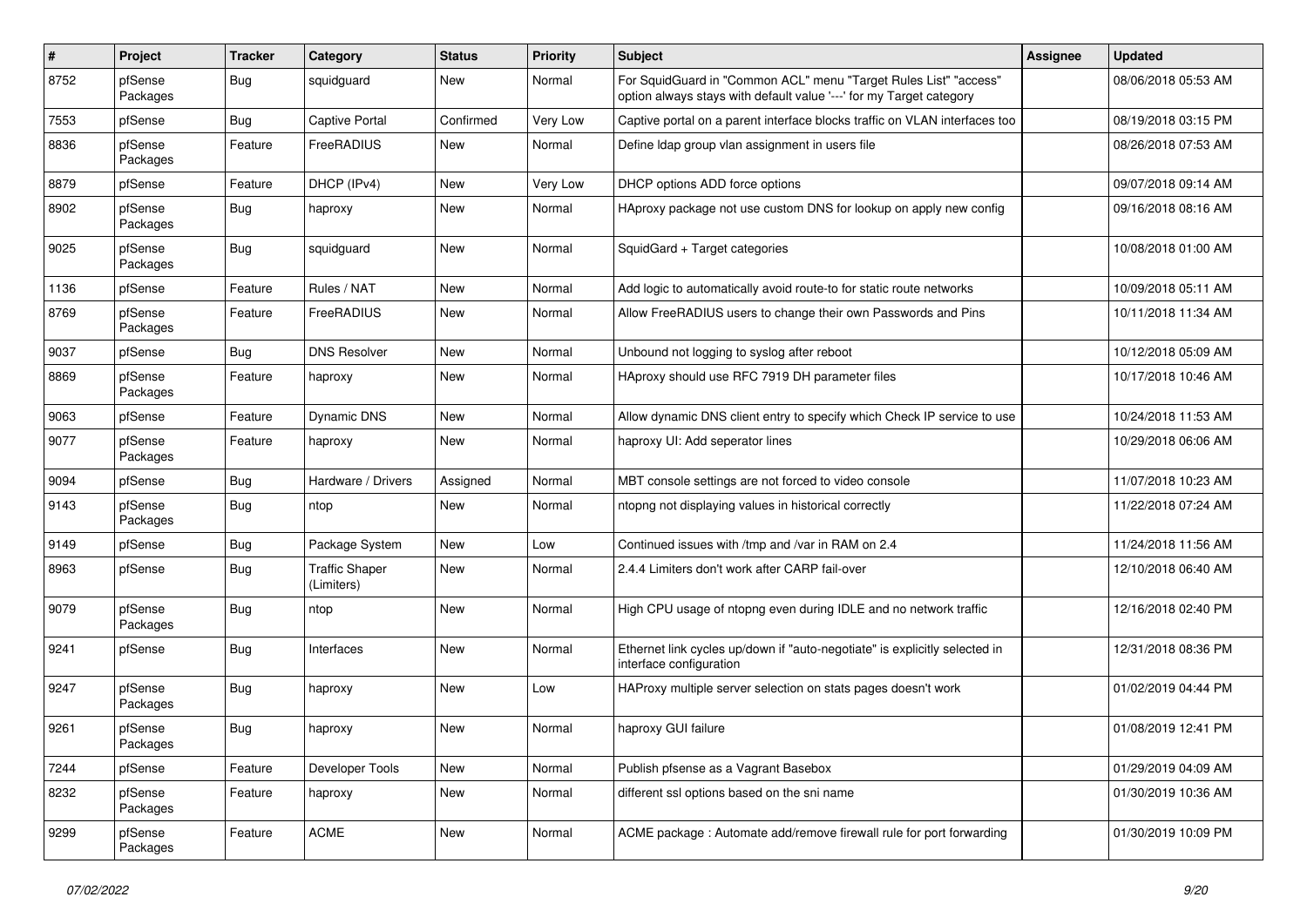| # | Project | Tracker | Category | Status | Priority | Subject | Assignee | Updated |
|---|---|---|---|---|---|---|---|---|
| 8752 | pfSense Packages | Bug | squidguard | New | Normal | For SquidGuard in "Common ACL" menu "Target Rules List" "access" option always stays with default value '---' for my Target category | | 08/06/2018 05:53 AM |
| 7553 | pfSense | Bug | Captive Portal | Confirmed | Very Low | Captive portal on a parent interface blocks traffic on VLAN interfaces too | | 08/19/2018 03:15 PM |
| 8836 | pfSense Packages | Feature | FreeRADIUS | New | Normal | Define ldap group vlan assignment in users file | | 08/26/2018 07:53 AM |
| 8879 | pfSense | Feature | DHCP (IPv4) | New | Very Low | DHCP options ADD force options | | 09/07/2018 09:14 AM |
| 8902 | pfSense Packages | Bug | haproxy | New | Normal | HAproxy package not use custom DNS for lookup on apply new config | | 09/16/2018 08:16 AM |
| 9025 | pfSense Packages | Bug | squidguard | New | Normal | SquidGard + Target categories | | 10/08/2018 01:00 AM |
| 1136 | pfSense | Feature | Rules / NAT | New | Normal | Add logic to automatically avoid route-to for static route networks | | 10/09/2018 05:11 AM |
| 8769 | pfSense Packages | Feature | FreeRADIUS | New | Normal | Allow FreeRADIUS users to change their own Passwords and Pins | | 10/11/2018 11:34 AM |
| 9037 | pfSense | Bug | DNS Resolver | New | Normal | Unbound not logging to syslog after reboot | | 10/12/2018 05:09 AM |
| 8869 | pfSense Packages | Feature | haproxy | New | Normal | HAproxy should use RFC 7919 DH parameter files | | 10/17/2018 10:46 AM |
| 9063 | pfSense | Feature | Dynamic DNS | New | Normal | Allow dynamic DNS client entry to specify which Check IP service to use | | 10/24/2018 11:53 AM |
| 9077 | pfSense Packages | Feature | haproxy | New | Normal | haproxy UI: Add seperator lines | | 10/29/2018 06:06 AM |
| 9094 | pfSense | Bug | Hardware / Drivers | Assigned | Normal | MBT console settings are not forced to video console | | 11/07/2018 10:23 AM |
| 9143 | pfSense Packages | Bug | ntop | New | Normal | ntopng not displaying values in historical correctly | | 11/22/2018 07:24 AM |
| 9149 | pfSense | Bug | Package System | New | Low | Continued issues with /tmp and /var in RAM on 2.4 | | 11/24/2018 11:56 AM |
| 8963 | pfSense | Bug | Traffic Shaper (Limiters) | New | Normal | 2.4.4 Limiters don't work after CARP fail-over | | 12/10/2018 06:40 AM |
| 9079 | pfSense Packages | Bug | ntop | New | Normal | High CPU usage of ntopng even during IDLE and no network traffic | | 12/16/2018 02:40 PM |
| 9241 | pfSense | Bug | Interfaces | New | Normal | Ethernet link cycles up/down if "auto-negotiate" is explicitly selected in interface configuration | | 12/31/2018 08:36 PM |
| 9247 | pfSense Packages | Bug | haproxy | New | Low | HAProxy multiple server selection on stats pages doesn't work | | 01/02/2019 04:44 PM |
| 9261 | pfSense Packages | Bug | haproxy | New | Normal | haproxy GUI failure | | 01/08/2019 12:41 PM |
| 7244 | pfSense | Feature | Developer Tools | New | Normal | Publish pfsense as a Vagrant Basebox | | 01/29/2019 04:09 AM |
| 8232 | pfSense Packages | Feature | haproxy | New | Normal | different ssl options based on the sni name | | 01/30/2019 10:36 AM |
| 9299 | pfSense Packages | Feature | ACME | New | Normal | ACME package : Automate add/remove firewall rule for port forwarding | | 01/30/2019 10:09 PM |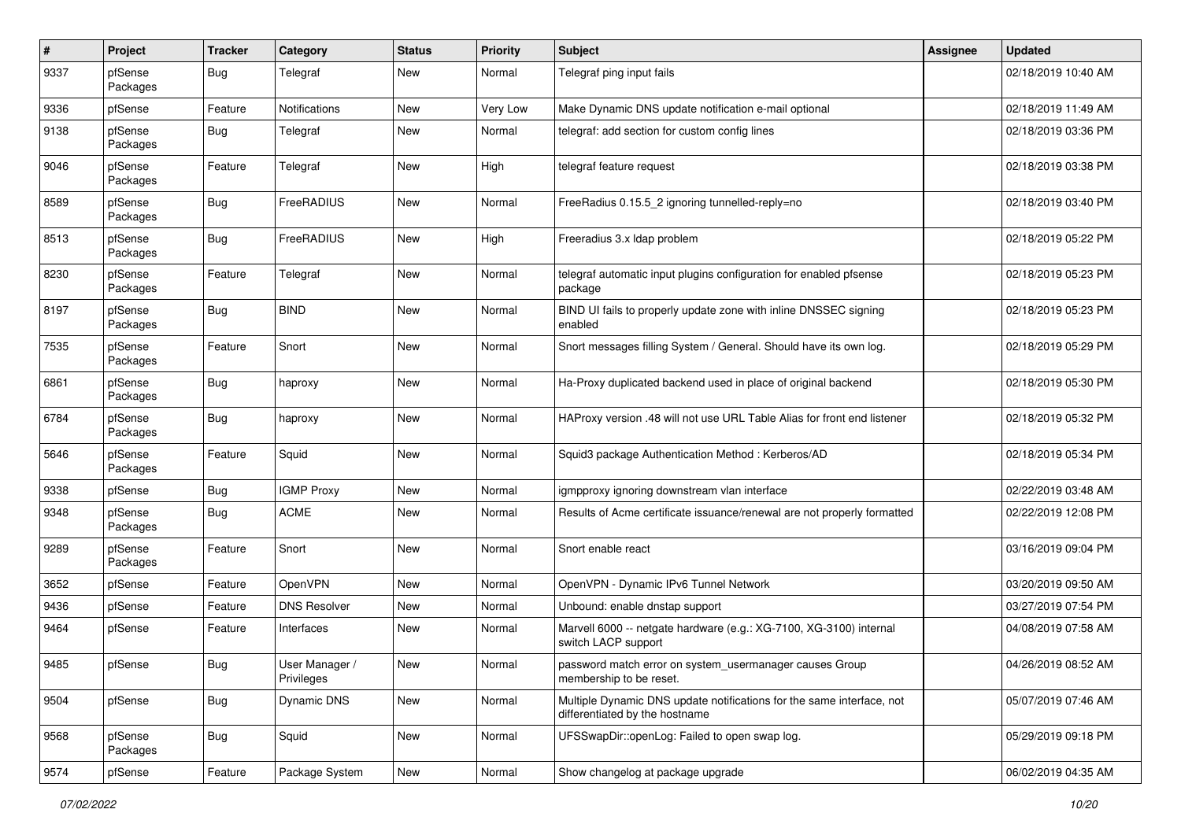| # | Project | Tracker | Category | Status | Priority | Subject | Assignee | Updated |
|---|---|---|---|---|---|---|---|---|
| 9337 | pfSense Packages | Bug | Telegraf | New | Normal | Telegraf ping input fails | | 02/18/2019 10:40 AM |
| 9336 | pfSense | Feature | Notifications | New | Very Low | Make Dynamic DNS update notification e-mail optional | | 02/18/2019 11:49 AM |
| 9138 | pfSense Packages | Bug | Telegraf | New | Normal | telegraf: add section for custom config lines | | 02/18/2019 03:36 PM |
| 9046 | pfSense Packages | Feature | Telegraf | New | High | telegraf feature request | | 02/18/2019 03:38 PM |
| 8589 | pfSense Packages | Bug | FreeRADIUS | New | Normal | FreeRadius 0.15.5_2 ignoring tunnelled-reply=no | | 02/18/2019 03:40 PM |
| 8513 | pfSense Packages | Bug | FreeRADIUS | New | High | Freeradius 3.x ldap problem | | 02/18/2019 05:22 PM |
| 8230 | pfSense Packages | Feature | Telegraf | New | Normal | telegraf automatic input plugins configuration for enabled pfsense package | | 02/18/2019 05:23 PM |
| 8197 | pfSense Packages | Bug | BIND | New | Normal | BIND UI fails to properly update zone with inline DNSSEC signing enabled | | 02/18/2019 05:23 PM |
| 7535 | pfSense Packages | Feature | Snort | New | Normal | Snort messages filling System / General. Should have its own log. | | 02/18/2019 05:29 PM |
| 6861 | pfSense Packages | Bug | haproxy | New | Normal | Ha-Proxy duplicated backend used in place of original backend | | 02/18/2019 05:30 PM |
| 6784 | pfSense Packages | Bug | haproxy | New | Normal | HAProxy version .48 will not use URL Table Alias for front end listener | | 02/18/2019 05:32 PM |
| 5646 | pfSense Packages | Feature | Squid | New | Normal | Squid3 package Authentication Method : Kerberos/AD | | 02/18/2019 05:34 PM |
| 9338 | pfSense | Bug | IGMP Proxy | New | Normal | igmpproxy ignoring downstream vlan interface | | 02/22/2019 03:48 AM |
| 9348 | pfSense Packages | Bug | ACME | New | Normal | Results of Acme certificate issuance/renewal are not properly formatted | | 02/22/2019 12:08 PM |
| 9289 | pfSense Packages | Feature | Snort | New | Normal | Snort enable react | | 03/16/2019 09:04 PM |
| 3652 | pfSense | Feature | OpenVPN | New | Normal | OpenVPN - Dynamic IPv6 Tunnel Network | | 03/20/2019 09:50 AM |
| 9436 | pfSense | Feature | DNS Resolver | New | Normal | Unbound: enable dnstap support | | 03/27/2019 07:54 PM |
| 9464 | pfSense | Feature | Interfaces | New | Normal | Marvell 6000 -- netgate hardware (e.g.: XG-7100, XG-3100) internal switch LACP support | | 04/08/2019 07:58 AM |
| 9485 | pfSense | Bug | User Manager / Privileges | New | Normal | password match error on system_usermanager causes Group membership to be reset. | | 04/26/2019 08:52 AM |
| 9504 | pfSense | Bug | Dynamic DNS | New | Normal | Multiple Dynamic DNS update notifications for the same interface, not differentiated by the hostname | | 05/07/2019 07:46 AM |
| 9568 | pfSense Packages | Bug | Squid | New | Normal | UFSSwapDir::openLog: Failed to open swap log. | | 05/29/2019 09:18 PM |
| 9574 | pfSense | Feature | Package System | New | Normal | Show changelog at package upgrade | | 06/02/2019 04:35 AM |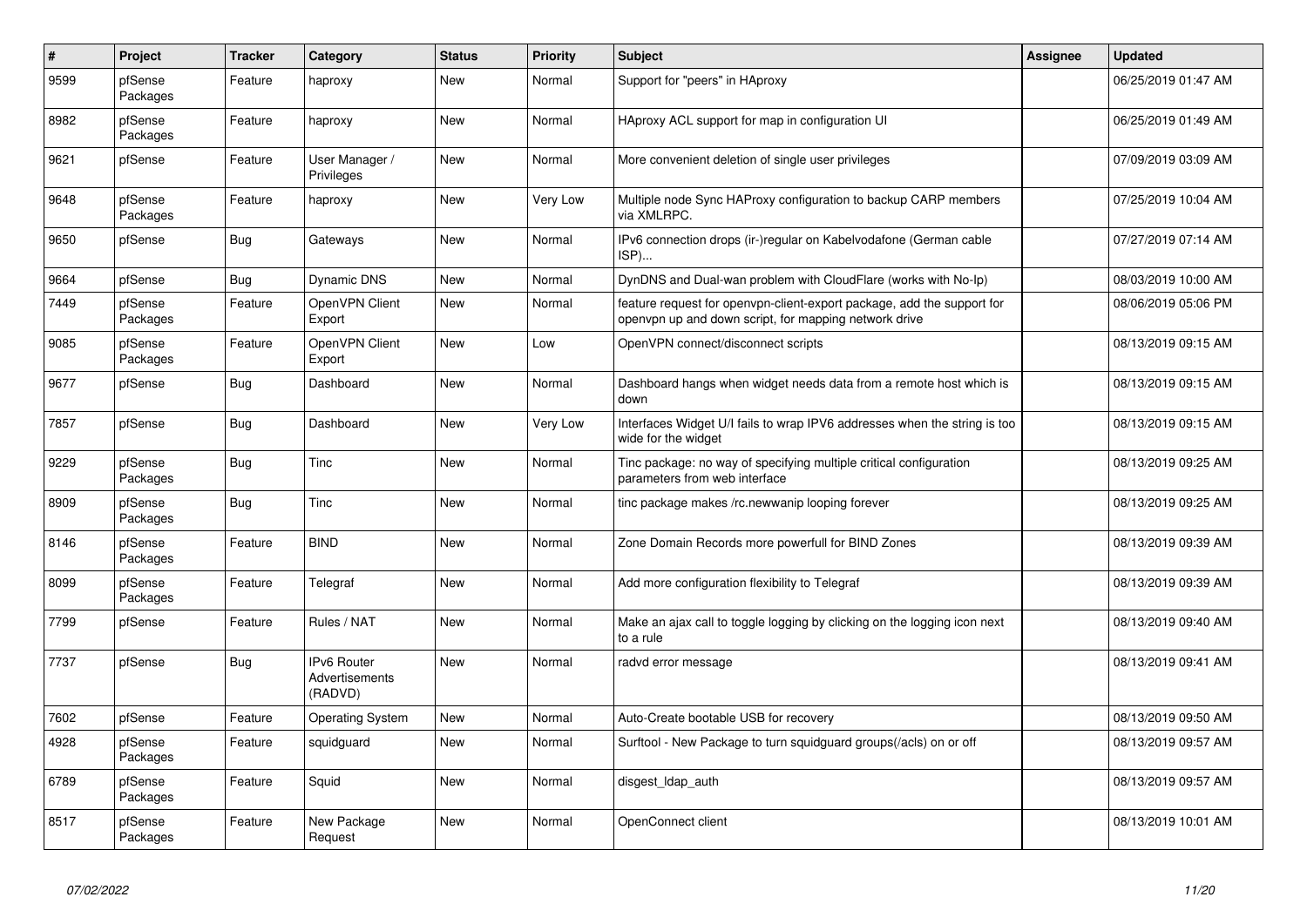| # | Project | Tracker | Category | Status | Priority | Subject | Assignee | Updated |
|---|---|---|---|---|---|---|---|---|
| 9599 | pfSense Packages | Feature | haproxy | New | Normal | Support for "peers" in HAproxy | | 06/25/2019 01:47 AM |
| 8982 | pfSense Packages | Feature | haproxy | New | Normal | HAproxy ACL support for map in configuration UI | | 06/25/2019 01:49 AM |
| 9621 | pfSense | Feature | User Manager / Privileges | New | Normal | More convenient deletion of single user privileges | | 07/09/2019 03:09 AM |
| 9648 | pfSense Packages | Feature | haproxy | New | Very Low | Multiple node Sync HAProxy configuration to backup CARP members via XMLRPC. | | 07/25/2019 10:04 AM |
| 9650 | pfSense | Bug | Gateways | New | Normal | IPv6 connection drops (ir-)regular on Kabelvodafone (German cable ISP)... | | 07/27/2019 07:14 AM |
| 9664 | pfSense | Bug | Dynamic DNS | New | Normal | DynDNS and Dual-wan problem with CloudFlare (works with No-Ip) | | 08/03/2019 10:00 AM |
| 7449 | pfSense Packages | Feature | OpenVPN Client Export | New | Normal | feature request for openvpn-client-export package, add the support for openvpn up and down script, for mapping network drive | | 08/06/2019 05:06 PM |
| 9085 | pfSense Packages | Feature | OpenVPN Client Export | New | Low | OpenVPN connect/disconnect scripts | | 08/13/2019 09:15 AM |
| 9677 | pfSense | Bug | Dashboard | New | Normal | Dashboard hangs when widget needs data from a remote host which is down | | 08/13/2019 09:15 AM |
| 7857 | pfSense | Bug | Dashboard | New | Very Low | Interfaces Widget U/I fails to wrap IPV6 addresses when the string is too wide for the widget | | 08/13/2019 09:15 AM |
| 9229 | pfSense Packages | Bug | Tinc | New | Normal | Tinc package: no way of specifying multiple critical configuration parameters from web interface | | 08/13/2019 09:25 AM |
| 8909 | pfSense Packages | Bug | Tinc | New | Normal | tinc package makes /rc.newwanip looping forever | | 08/13/2019 09:25 AM |
| 8146 | pfSense Packages | Feature | BIND | New | Normal | Zone Domain Records more powerfull for BIND Zones | | 08/13/2019 09:39 AM |
| 8099 | pfSense Packages | Feature | Telegraf | New | Normal | Add more configuration flexibility to Telegraf | | 08/13/2019 09:39 AM |
| 7799 | pfSense | Feature | Rules / NAT | New | Normal | Make an ajax call to toggle logging by clicking on the logging icon next to a rule | | 08/13/2019 09:40 AM |
| 7737 | pfSense | Bug | IPv6 Router Advertisements (RADVD) | New | Normal | radvd error message | | 08/13/2019 09:41 AM |
| 7602 | pfSense | Feature | Operating System | New | Normal | Auto-Create bootable USB for recovery | | 08/13/2019 09:50 AM |
| 4928 | pfSense Packages | Feature | squidguard | New | Normal | Surftool - New Package to turn squidguard groups(/acls) on or off | | 08/13/2019 09:57 AM |
| 6789 | pfSense Packages | Feature | Squid | New | Normal | disgest_ldap_auth | | 08/13/2019 09:57 AM |
| 8517 | pfSense Packages | Feature | New Package Request | New | Normal | OpenConnect client | | 08/13/2019 10:01 AM |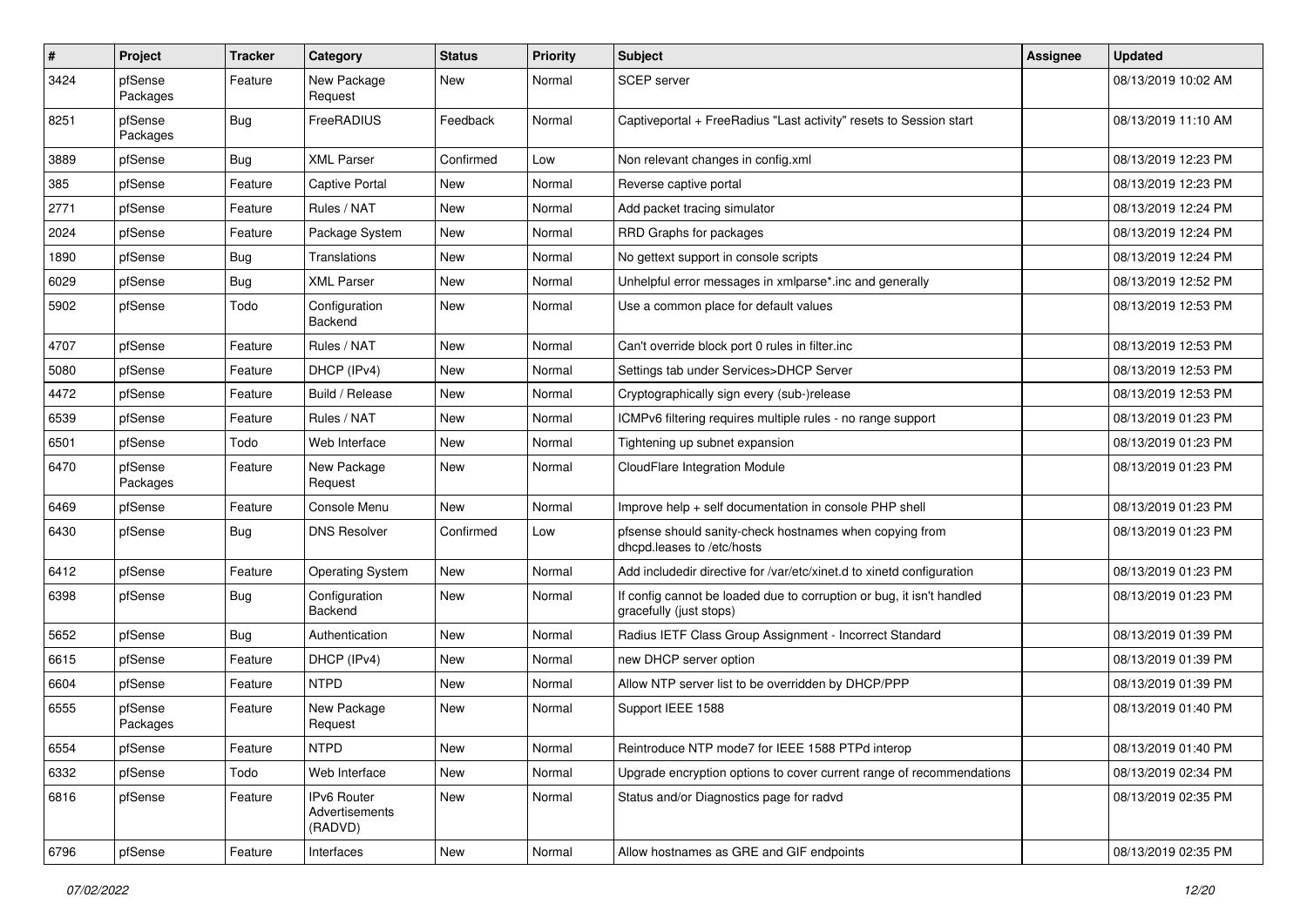| # | Project | Tracker | Category | Status | Priority | Subject | Assignee | Updated |
|---|---|---|---|---|---|---|---|---|
| 3424 | pfSense Packages | Feature | New Package Request | New | Normal | SCEP server | | 08/13/2019 10:02 AM |
| 8251 | pfSense Packages | Bug | FreeRADIUS | Feedback | Normal | Captiveportal + FreeRadius "Last activity" resets to Session start | | 08/13/2019 11:10 AM |
| 3889 | pfSense | Bug | XML Parser | Confirmed | Low | Non relevant changes in config.xml | | 08/13/2019 12:23 PM |
| 385 | pfSense | Feature | Captive Portal | New | Normal | Reverse captive portal | | 08/13/2019 12:23 PM |
| 2771 | pfSense | Feature | Rules / NAT | New | Normal | Add packet tracing simulator | | 08/13/2019 12:24 PM |
| 2024 | pfSense | Feature | Package System | New | Normal | RRD Graphs for packages | | 08/13/2019 12:24 PM |
| 1890 | pfSense | Bug | Translations | New | Normal | No gettext support in console scripts | | 08/13/2019 12:24 PM |
| 6029 | pfSense | Bug | XML Parser | New | Normal | Unhelpful error messages in xmlparse*.inc and generally | | 08/13/2019 12:52 PM |
| 5902 | pfSense | Todo | Configuration Backend | New | Normal | Use a common place for default values | | 08/13/2019 12:53 PM |
| 4707 | pfSense | Feature | Rules / NAT | New | Normal | Can't override block port 0 rules in filter.inc | | 08/13/2019 12:53 PM |
| 5080 | pfSense | Feature | DHCP (IPv4) | New | Normal | Settings tab under Services>DHCP Server | | 08/13/2019 12:53 PM |
| 4472 | pfSense | Feature | Build / Release | New | Normal | Cryptographically sign every (sub-)release | | 08/13/2019 12:53 PM |
| 6539 | pfSense | Feature | Rules / NAT | New | Normal | ICMPv6 filtering requires multiple rules - no range support | | 08/13/2019 01:23 PM |
| 6501 | pfSense | Todo | Web Interface | New | Normal | Tightening up subnet expansion | | 08/13/2019 01:23 PM |
| 6470 | pfSense Packages | Feature | New Package Request | New | Normal | CloudFlare Integration Module | | 08/13/2019 01:23 PM |
| 6469 | pfSense | Feature | Console Menu | New | Normal | Improve help + self documentation in console PHP shell | | 08/13/2019 01:23 PM |
| 6430 | pfSense | Bug | DNS Resolver | Confirmed | Low | pfsense should sanity-check hostnames when copying from dhcpd.leases to /etc/hosts | | 08/13/2019 01:23 PM |
| 6412 | pfSense | Feature | Operating System | New | Normal | Add includedir directive for /var/etc/xinet.d to xinetd configuration | | 08/13/2019 01:23 PM |
| 6398 | pfSense | Bug | Configuration Backend | New | Normal | If config cannot be loaded due to corruption or bug, it isn't handled gracefully (just stops) | | 08/13/2019 01:23 PM |
| 5652 | pfSense | Bug | Authentication | New | Normal | Radius IETF Class Group Assignment - Incorrect Standard | | 08/13/2019 01:39 PM |
| 6615 | pfSense | Feature | DHCP (IPv4) | New | Normal | new DHCP server option | | 08/13/2019 01:39 PM |
| 6604 | pfSense | Feature | NTPD | New | Normal | Allow NTP server list to be overridden by DHCP/PPP | | 08/13/2019 01:39 PM |
| 6555 | pfSense Packages | Feature | New Package Request | New | Normal | Support IEEE 1588 | | 08/13/2019 01:40 PM |
| 6554 | pfSense | Feature | NTPD | New | Normal | Reintroduce NTP mode7 for IEEE 1588 PTPd interop | | 08/13/2019 01:40 PM |
| 6332 | pfSense | Todo | Web Interface | New | Normal | Upgrade encryption options to cover current range of recommendations | | 08/13/2019 02:34 PM |
| 6816 | pfSense | Feature | IPv6 Router Advertisements (RADVD) | New | Normal | Status and/or Diagnostics page for radvd | | 08/13/2019 02:35 PM |
| 6796 | pfSense | Feature | Interfaces | New | Normal | Allow hostnames as GRE and GIF endpoints | | 08/13/2019 02:35 PM |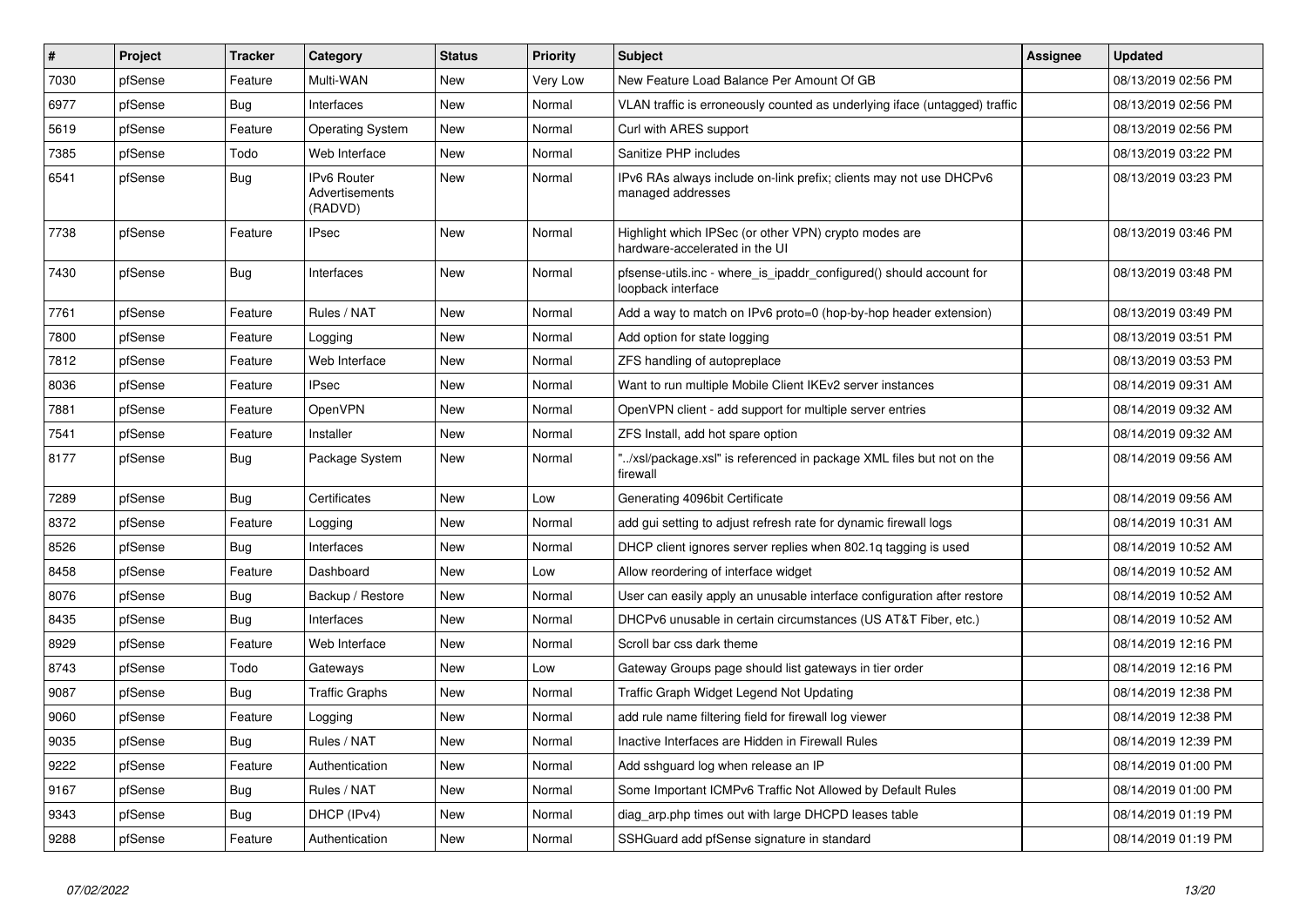| # | Project | Tracker | Category | Status | Priority | Subject | Assignee | Updated |
|---|---|---|---|---|---|---|---|---|
| 7030 | pfSense | Feature | Multi-WAN | New | Very Low | New Feature Load Balance Per Amount Of GB | | 08/13/2019 02:56 PM |
| 6977 | pfSense | Bug | Interfaces | New | Normal | VLAN traffic is erroneously counted as underlying iface (untagged) traffic | | 08/13/2019 02:56 PM |
| 5619 | pfSense | Feature | Operating System | New | Normal | Curl with ARES support | | 08/13/2019 02:56 PM |
| 7385 | pfSense | Todo | Web Interface | New | Normal | Sanitize PHP includes | | 08/13/2019 03:22 PM |
| 6541 | pfSense | Bug | IPv6 Router Advertisements (RADVD) | New | Normal | IPv6 RAs always include on-link prefix; clients may not use DHCPv6 managed addresses | | 08/13/2019 03:23 PM |
| 7738 | pfSense | Feature | IPsec | New | Normal | Highlight which IPSec (or other VPN) crypto modes are hardware-accelerated in the UI | | 08/13/2019 03:46 PM |
| 7430 | pfSense | Bug | Interfaces | New | Normal | pfsense-utils.inc - where_is_ipaddr_configured() should account for loopback interface | | 08/13/2019 03:48 PM |
| 7761 | pfSense | Feature | Rules / NAT | New | Normal | Add a way to match on IPv6 proto=0 (hop-by-hop header extension) | | 08/13/2019 03:49 PM |
| 7800 | pfSense | Feature | Logging | New | Normal | Add option for state logging | | 08/13/2019 03:51 PM |
| 7812 | pfSense | Feature | Web Interface | New | Normal | ZFS handling of autopreplace | | 08/13/2019 03:53 PM |
| 8036 | pfSense | Feature | IPsec | New | Normal | Want to run multiple Mobile Client IKEv2 server instances | | 08/14/2019 09:31 AM |
| 7881 | pfSense | Feature | OpenVPN | New | Normal | OpenVPN client - add support for multiple server entries | | 08/14/2019 09:32 AM |
| 7541 | pfSense | Feature | Installer | New | Normal | ZFS Install, add hot spare option | | 08/14/2019 09:32 AM |
| 8177 | pfSense | Bug | Package System | New | Normal | "../xsl/package.xsl" is referenced in package XML files but not on the firewall | | 08/14/2019 09:56 AM |
| 7289 | pfSense | Bug | Certificates | New | Low | Generating 4096bit Certificate | | 08/14/2019 09:56 AM |
| 8372 | pfSense | Feature | Logging | New | Normal | add gui setting to adjust refresh rate for dynamic firewall logs | | 08/14/2019 10:31 AM |
| 8526 | pfSense | Bug | Interfaces | New | Normal | DHCP client ignores server replies when 802.1q tagging is used | | 08/14/2019 10:52 AM |
| 8458 | pfSense | Feature | Dashboard | New | Low | Allow reordering of interface widget | | 08/14/2019 10:52 AM |
| 8076 | pfSense | Bug | Backup / Restore | New | Normal | User can easily apply an unusable interface configuration after restore | | 08/14/2019 10:52 AM |
| 8435 | pfSense | Bug | Interfaces | New | Normal | DHCPv6 unusable in certain circumstances (US AT&T Fiber, etc.) | | 08/14/2019 10:52 AM |
| 8929 | pfSense | Feature | Web Interface | New | Normal | Scroll bar css dark theme | | 08/14/2019 12:16 PM |
| 8743 | pfSense | Todo | Gateways | New | Low | Gateway Groups page should list gateways in tier order | | 08/14/2019 12:16 PM |
| 9087 | pfSense | Bug | Traffic Graphs | New | Normal | Traffic Graph Widget Legend Not Updating | | 08/14/2019 12:38 PM |
| 9060 | pfSense | Feature | Logging | New | Normal | add rule name filtering field for firewall log viewer | | 08/14/2019 12:38 PM |
| 9035 | pfSense | Bug | Rules / NAT | New | Normal | Inactive Interfaces are Hidden in Firewall Rules | | 08/14/2019 12:39 PM |
| 9222 | pfSense | Feature | Authentication | New | Normal | Add sshguard log when release an IP | | 08/14/2019 01:00 PM |
| 9167 | pfSense | Bug | Rules / NAT | New | Normal | Some Important ICMPv6 Traffic Not Allowed by Default Rules | | 08/14/2019 01:00 PM |
| 9343 | pfSense | Bug | DHCP (IPv4) | New | Normal | diag_arp.php times out with large DHCPD leases table | | 08/14/2019 01:19 PM |
| 9288 | pfSense | Feature | Authentication | New | Normal | SSHGuard add pfSense signature in standard | | 08/14/2019 01:19 PM |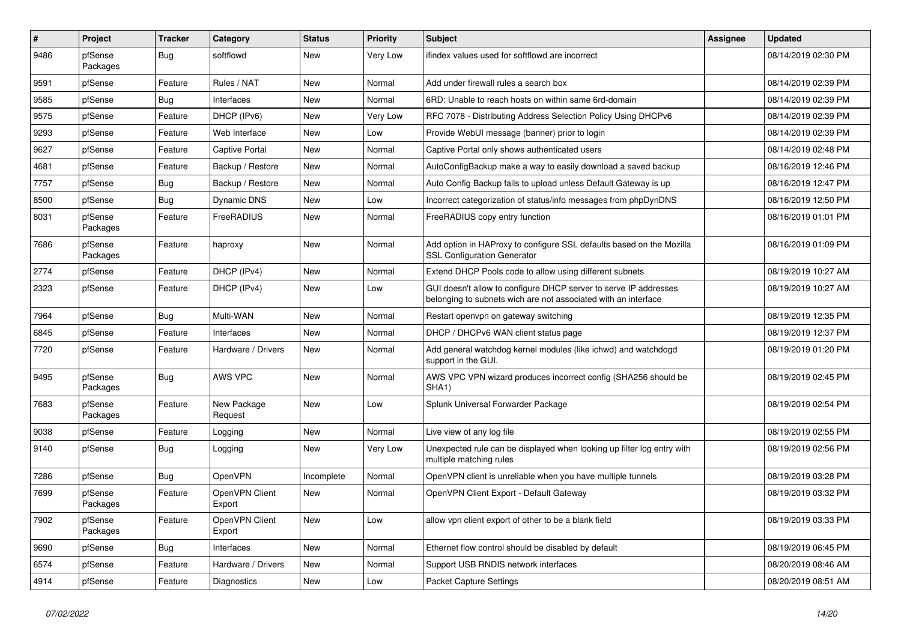| # | Project | Tracker | Category | Status | Priority | Subject | Assignee | Updated |
|---|---|---|---|---|---|---|---|---|
| 9486 | pfSense Packages | Bug | softflowd | New | Very Low | ifindex values used for softflowd are incorrect | | 08/14/2019 02:30 PM |
| 9591 | pfSense | Feature | Rules / NAT | New | Normal | Add under firewall rules a search box | | 08/14/2019 02:39 PM |
| 9585 | pfSense | Bug | Interfaces | New | Normal | 6RD: Unable to reach hosts on within same 6rd-domain | | 08/14/2019 02:39 PM |
| 9575 | pfSense | Feature | DHCP (IPv6) | New | Very Low | RFC 7078 - Distributing Address Selection Policy Using DHCPv6 | | 08/14/2019 02:39 PM |
| 9293 | pfSense | Feature | Web Interface | New | Low | Provide WebUI message (banner) prior to login | | 08/14/2019 02:39 PM |
| 9627 | pfSense | Feature | Captive Portal | New | Normal | Captive Portal only shows authenticated users | | 08/14/2019 02:48 PM |
| 4681 | pfSense | Feature | Backup / Restore | New | Normal | AutoConfigBackup make a way to easily download a saved backup | | 08/16/2019 12:46 PM |
| 7757 | pfSense | Bug | Backup / Restore | New | Normal | Auto Config Backup fails to upload unless Default Gateway is up | | 08/16/2019 12:47 PM |
| 8500 | pfSense | Bug | Dynamic DNS | New | Low | Incorrect categorization of status/info messages from phpDynDNS | | 08/16/2019 12:50 PM |
| 8031 | pfSense Packages | Feature | FreeRADIUS | New | Normal | FreeRADIUS copy entry function | | 08/16/2019 01:01 PM |
| 7686 | pfSense Packages | Feature | haproxy | New | Normal | Add option in HAProxy to configure SSL defaults based on the Mozilla SSL Configuration Generator | | 08/16/2019 01:09 PM |
| 2774 | pfSense | Feature | DHCP (IPv4) | New | Normal | Extend DHCP Pools code to allow using different subnets | | 08/19/2019 10:27 AM |
| 2323 | pfSense | Feature | DHCP (IPv4) | New | Low | GUI doesn't allow to configure DHCP server to serve IP addresses belonging to subnets wich are not associated with an interface | | 08/19/2019 10:27 AM |
| 7964 | pfSense | Bug | Multi-WAN | New | Normal | Restart openvpn on gateway switching | | 08/19/2019 12:35 PM |
| 6845 | pfSense | Feature | Interfaces | New | Normal | DHCP / DHCPv6 WAN client status page | | 08/19/2019 12:37 PM |
| 7720 | pfSense | Feature | Hardware / Drivers | New | Normal | Add general watchdog kernel modules (like ichwd) and watchdogd support in the GUI. | | 08/19/2019 01:20 PM |
| 9495 | pfSense Packages | Bug | AWS VPC | New | Normal | AWS VPC VPN wizard produces incorrect config (SHA256 should be SHA1) | | 08/19/2019 02:45 PM |
| 7683 | pfSense Packages | Feature | New Package Request | New | Low | Splunk Universal Forwarder Package | | 08/19/2019 02:54 PM |
| 9038 | pfSense | Feature | Logging | New | Normal | Live view of any log file | | 08/19/2019 02:55 PM |
| 9140 | pfSense | Bug | Logging | New | Very Low | Unexpected rule can be displayed when looking up filter log entry with multiple matching rules | | 08/19/2019 02:56 PM |
| 7286 | pfSense | Bug | OpenVPN | Incomplete | Normal | OpenVPN client is unreliable when you have multiple tunnels | | 08/19/2019 03:28 PM |
| 7699 | pfSense Packages | Feature | OpenVPN Client Export | New | Normal | OpenVPN Client Export - Default Gateway | | 08/19/2019 03:32 PM |
| 7902 | pfSense Packages | Feature | OpenVPN Client Export | New | Low | allow vpn client export of other to be a blank field | | 08/19/2019 03:33 PM |
| 9690 | pfSense | Bug | Interfaces | New | Normal | Ethernet flow control should be disabled by default | | 08/19/2019 06:45 PM |
| 6574 | pfSense | Feature | Hardware / Drivers | New | Normal | Support USB RNDIS network interfaces | | 08/20/2019 08:46 AM |
| 4914 | pfSense | Feature | Diagnostics | New | Low | Packet Capture Settings | | 08/20/2019 08:51 AM |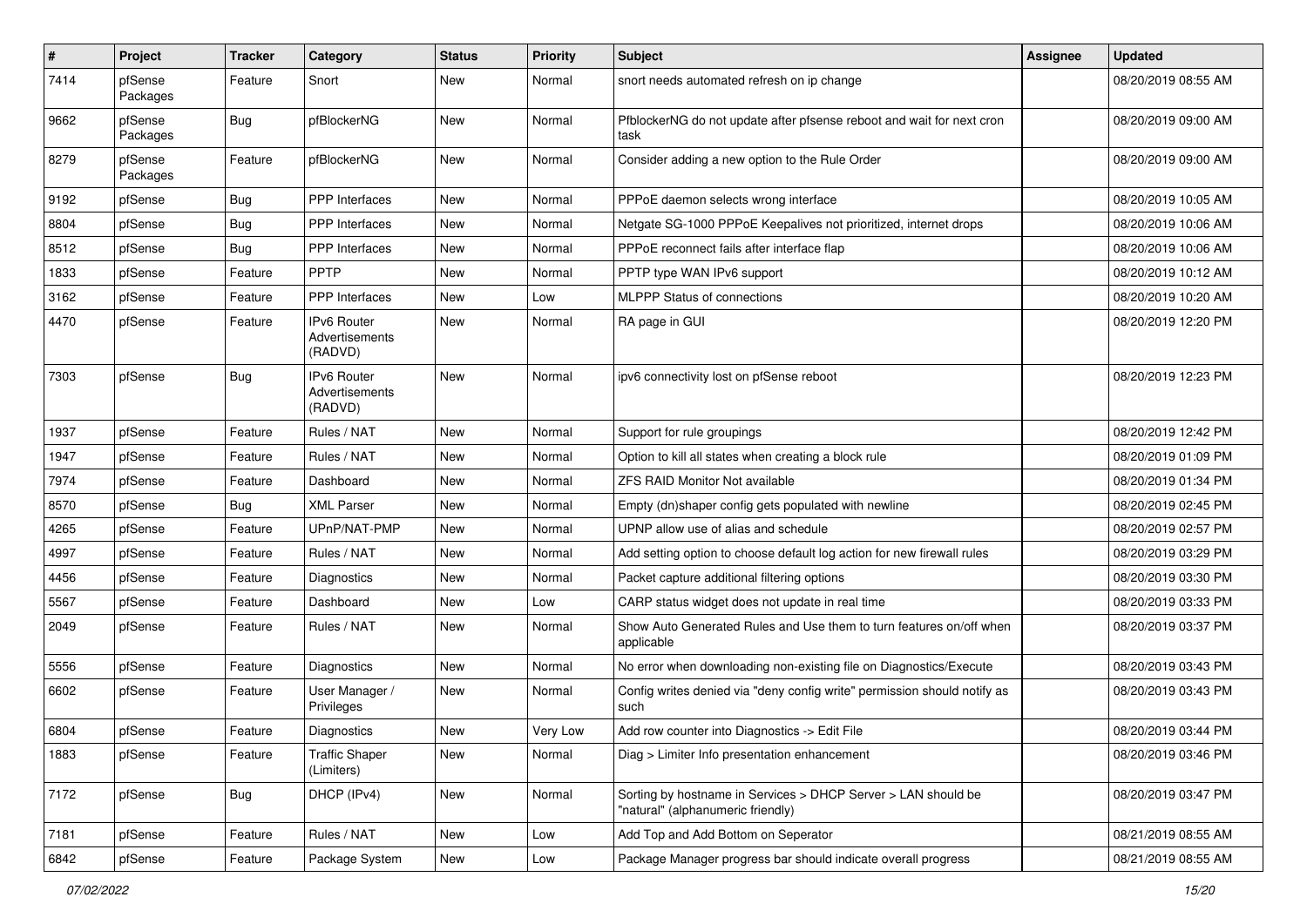| # | Project | Tracker | Category | Status | Priority | Subject | Assignee | Updated |
|---|---|---|---|---|---|---|---|---|
| 7414 | pfSense Packages | Feature | Snort | New | Normal | snort needs automated refresh on ip change | | 08/20/2019 08:55 AM |
| 9662 | pfSense Packages | Bug | pfBlockerNG | New | Normal | PfblockerNG do not update after pfsense reboot and wait for next cron task | | 08/20/2019 09:00 AM |
| 8279 | pfSense Packages | Feature | pfBlockerNG | New | Normal | Consider adding a new option to the Rule Order | | 08/20/2019 09:00 AM |
| 9192 | pfSense | Bug | PPP Interfaces | New | Normal | PPPoE daemon selects wrong interface | | 08/20/2019 10:05 AM |
| 8804 | pfSense | Bug | PPP Interfaces | New | Normal | Netgate SG-1000 PPPoE Keepalives not prioritized, internet drops | | 08/20/2019 10:06 AM |
| 8512 | pfSense | Bug | PPP Interfaces | New | Normal | PPPoE reconnect fails after interface flap | | 08/20/2019 10:06 AM |
| 1833 | pfSense | Feature | PPTP | New | Normal | PPTP type WAN IPv6 support | | 08/20/2019 10:12 AM |
| 3162 | pfSense | Feature | PPP Interfaces | New | Low | MLPPP Status of connections | | 08/20/2019 10:20 AM |
| 4470 | pfSense | Feature | IPv6 Router Advertisements (RADVD) | New | Normal | RA page in GUI | | 08/20/2019 12:20 PM |
| 7303 | pfSense | Bug | IPv6 Router Advertisements (RADVD) | New | Normal | ipv6 connectivity lost on pfSense reboot | | 08/20/2019 12:23 PM |
| 1937 | pfSense | Feature | Rules / NAT | New | Normal | Support for rule groupings | | 08/20/2019 12:42 PM |
| 1947 | pfSense | Feature | Rules / NAT | New | Normal | Option to kill all states when creating a block rule | | 08/20/2019 01:09 PM |
| 7974 | pfSense | Feature | Dashboard | New | Normal | ZFS RAID Monitor Not available | | 08/20/2019 01:34 PM |
| 8570 | pfSense | Bug | XML Parser | New | Normal | Empty (dn)shaper config gets populated with newline | | 08/20/2019 02:45 PM |
| 4265 | pfSense | Feature | UPnP/NAT-PMP | New | Normal | UPNP allow use of alias and schedule | | 08/20/2019 02:57 PM |
| 4997 | pfSense | Feature | Rules / NAT | New | Normal | Add setting option to choose default log action for new firewall rules | | 08/20/2019 03:29 PM |
| 4456 | pfSense | Feature | Diagnostics | New | Normal | Packet capture additional filtering options | | 08/20/2019 03:30 PM |
| 5567 | pfSense | Feature | Dashboard | New | Low | CARP status widget does not update in real time | | 08/20/2019 03:33 PM |
| 2049 | pfSense | Feature | Rules / NAT | New | Normal | Show Auto Generated Rules and Use them to turn features on/off when applicable | | 08/20/2019 03:37 PM |
| 5556 | pfSense | Feature | Diagnostics | New | Normal | No error when downloading non-existing file on Diagnostics/Execute | | 08/20/2019 03:43 PM |
| 6602 | pfSense | Feature | User Manager / Privileges | New | Normal | Config writes denied via "deny config write" permission should notify as such | | 08/20/2019 03:43 PM |
| 6804 | pfSense | Feature | Diagnostics | New | Very Low | Add row counter into Diagnostics -> Edit File | | 08/20/2019 03:44 PM |
| 1883 | pfSense | Feature | Traffic Shaper (Limiters) | New | Normal | Diag > Limiter Info presentation enhancement | | 08/20/2019 03:46 PM |
| 7172 | pfSense | Bug | DHCP (IPv4) | New | Normal | Sorting by hostname in Services > DHCP Server > LAN should be "natural" (alphanumeric friendly) | | 08/20/2019 03:47 PM |
| 7181 | pfSense | Feature | Rules / NAT | New | Low | Add Top and Add Bottom on Seperator | | 08/21/2019 08:55 AM |
| 6842 | pfSense | Feature | Package System | New | Low | Package Manager progress bar should indicate overall progress | | 08/21/2019 08:55 AM |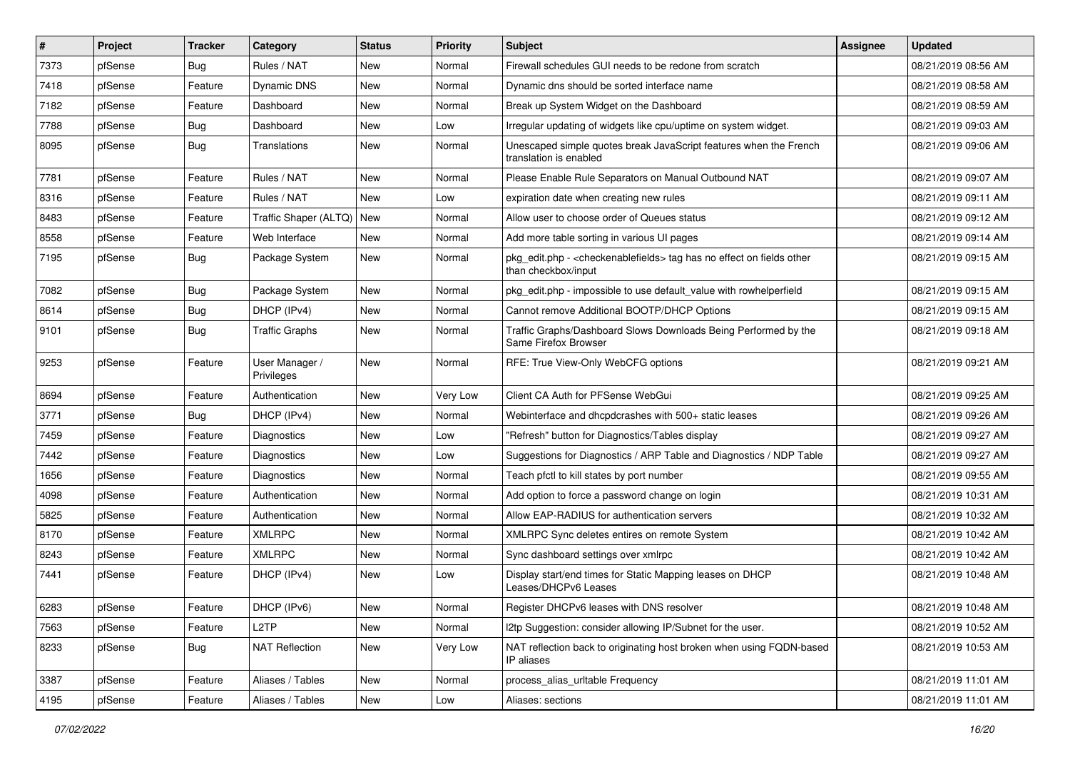| # | Project | Tracker | Category | Status | Priority | Subject | Assignee | Updated |
|---|---|---|---|---|---|---|---|---|
| 7373 | pfSense | Bug | Rules / NAT | New | Normal | Firewall schedules GUI needs to be redone from scratch | | 08/21/2019 08:56 AM |
| 7418 | pfSense | Feature | Dynamic DNS | New | Normal | Dynamic dns should be sorted interface name | | 08/21/2019 08:58 AM |
| 7182 | pfSense | Feature | Dashboard | New | Normal | Break up System Widget on the Dashboard | | 08/21/2019 08:59 AM |
| 7788 | pfSense | Bug | Dashboard | New | Low | Irregular updating of widgets like cpu/uptime on system widget. | | 08/21/2019 09:03 AM |
| 8095 | pfSense | Bug | Translations | New | Normal | Unescaped simple quotes break JavaScript features when the French translation is enabled | | 08/21/2019 09:06 AM |
| 7781 | pfSense | Feature | Rules / NAT | New | Normal | Please Enable Rule Separators on Manual Outbound NAT | | 08/21/2019 09:07 AM |
| 8316 | pfSense | Feature | Rules / NAT | New | Low | expiration date when creating new rules | | 08/21/2019 09:11 AM |
| 8483 | pfSense | Feature | Traffic Shaper (ALTQ) | New | Normal | Allow user to choose order of Queues status | | 08/21/2019 09:12 AM |
| 8558 | pfSense | Feature | Web Interface | New | Normal | Add more table sorting in various UI pages | | 08/21/2019 09:14 AM |
| 7195 | pfSense | Bug | Package System | New | Normal | pkg_edit.php - <checkenablefields> tag has no effect on fields other than checkbox/input | | 08/21/2019 09:15 AM |
| 7082 | pfSense | Bug | Package System | New | Normal | pkg_edit.php - impossible to use default_value with rowhelperfield | | 08/21/2019 09:15 AM |
| 8614 | pfSense | Bug | DHCP (IPv4) | New | Normal | Cannot remove Additional BOOTP/DHCP Options | | 08/21/2019 09:15 AM |
| 9101 | pfSense | Bug | Traffic Graphs | New | Normal | Traffic Graphs/Dashboard Slows Downloads Being Performed by the Same Firefox Browser | | 08/21/2019 09:18 AM |
| 9253 | pfSense | Feature | User Manager / Privileges | New | Normal | RFE: True View-Only WebCFG options | | 08/21/2019 09:21 AM |
| 8694 | pfSense | Feature | Authentication | New | Very Low | Client CA Auth for PFSense WebGui | | 08/21/2019 09:25 AM |
| 3771 | pfSense | Bug | DHCP (IPv4) | New | Normal | Webinterface and dhcpdcrashes with 500+ static leases | | 08/21/2019 09:26 AM |
| 7459 | pfSense | Feature | Diagnostics | New | Low | "Refresh" button for Diagnostics/Tables display | | 08/21/2019 09:27 AM |
| 7442 | pfSense | Feature | Diagnostics | New | Low | Suggestions for Diagnostics / ARP Table and Diagnostics / NDP Table | | 08/21/2019 09:27 AM |
| 1656 | pfSense | Feature | Diagnostics | New | Normal | Teach pfctl to kill states by port number | | 08/21/2019 09:55 AM |
| 4098 | pfSense | Feature | Authentication | New | Normal | Add option to force a password change on login | | 08/21/2019 10:31 AM |
| 5825 | pfSense | Feature | Authentication | New | Normal | Allow EAP-RADIUS for authentication servers | | 08/21/2019 10:32 AM |
| 8170 | pfSense | Feature | XMLRPC | New | Normal | XMLRPC Sync deletes entires on remote System | | 08/21/2019 10:42 AM |
| 8243 | pfSense | Feature | XMLRPC | New | Normal | Sync dashboard settings over xmlrpc | | 08/21/2019 10:42 AM |
| 7441 | pfSense | Feature | DHCP (IPv4) | New | Low | Display start/end times for Static Mapping leases on DHCP Leases/DHCPv6 Leases | | 08/21/2019 10:48 AM |
| 6283 | pfSense | Feature | DHCP (IPv6) | New | Normal | Register DHCPv6 leases with DNS resolver | | 08/21/2019 10:48 AM |
| 7563 | pfSense | Feature | L2TP | New | Normal | l2tp Suggestion: consider allowing IP/Subnet for the user. | | 08/21/2019 10:52 AM |
| 8233 | pfSense | Bug | NAT Reflection | New | Very Low | NAT reflection back to originating host broken when using FQDN-based IP aliases | | 08/21/2019 10:53 AM |
| 3387 | pfSense | Feature | Aliases / Tables | New | Normal | process_alias_urltable Frequency | | 08/21/2019 11:01 AM |
| 4195 | pfSense | Feature | Aliases / Tables | New | Low | Aliases: sections | | 08/21/2019 11:01 AM |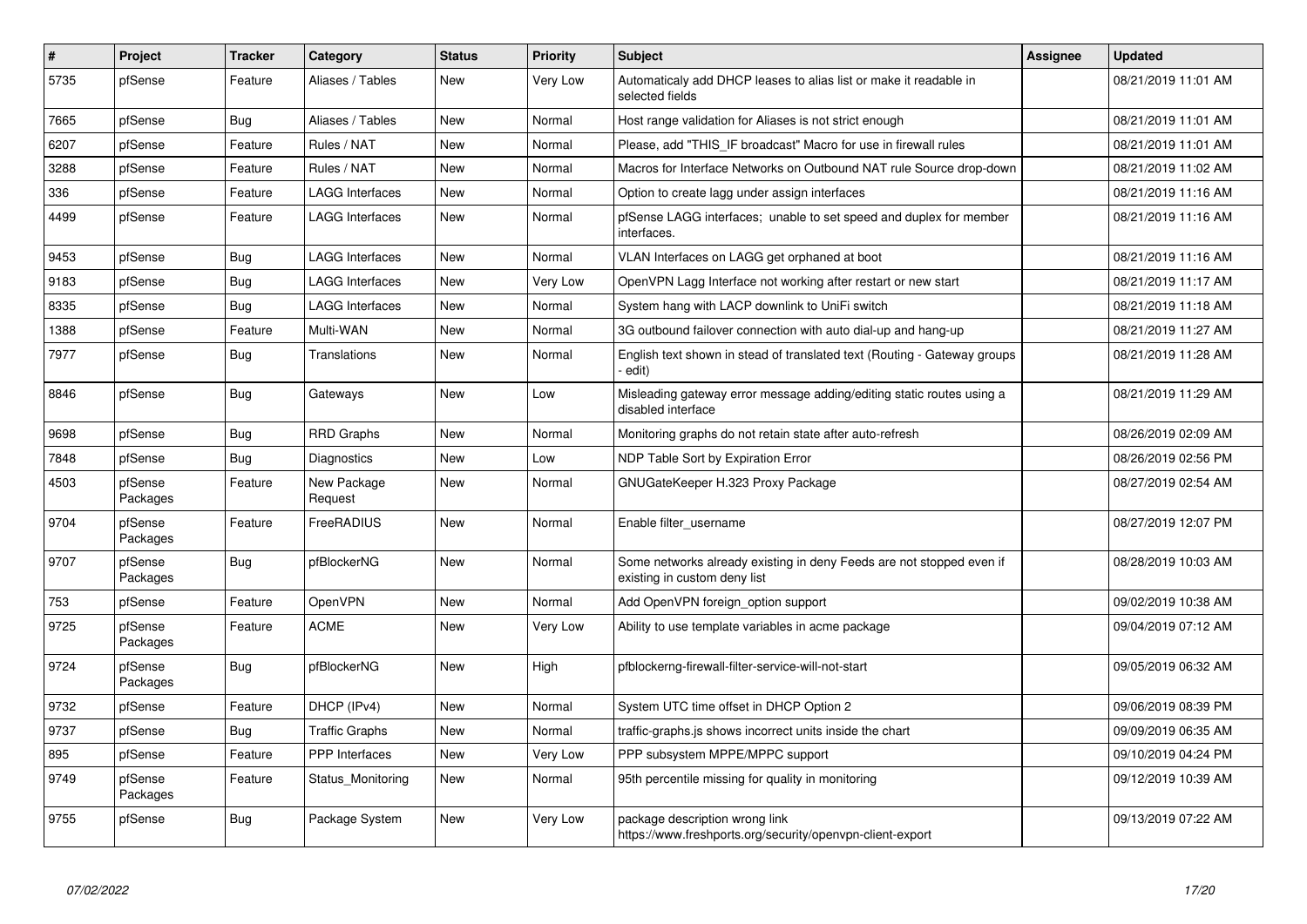| # | Project | Tracker | Category | Status | Priority | Subject | Assignee | Updated |
|---|---|---|---|---|---|---|---|---|
| 5735 | pfSense | Feature | Aliases / Tables | New | Very Low | Automaticaly add DHCP leases to alias list or make it readable in selected fields | | 08/21/2019 11:01 AM |
| 7665 | pfSense | Bug | Aliases / Tables | New | Normal | Host range validation for Aliases is not strict enough | | 08/21/2019 11:01 AM |
| 6207 | pfSense | Feature | Rules / NAT | New | Normal | Please, add "THIS_IF broadcast" Macro for use in firewall rules | | 08/21/2019 11:01 AM |
| 3288 | pfSense | Feature | Rules / NAT | New | Normal | Macros for Interface Networks on Outbound NAT rule Source drop-down | | 08/21/2019 11:02 AM |
| 336 | pfSense | Feature | LAGG Interfaces | New | Normal | Option to create lagg under assign interfaces | | 08/21/2019 11:16 AM |
| 4499 | pfSense | Feature | LAGG Interfaces | New | Normal | pfSense LAGG interfaces; unable to set speed and duplex for member interfaces. | | 08/21/2019 11:16 AM |
| 9453 | pfSense | Bug | LAGG Interfaces | New | Normal | VLAN Interfaces on LAGG get orphaned at boot | | 08/21/2019 11:16 AM |
| 9183 | pfSense | Bug | LAGG Interfaces | New | Very Low | OpenVPN Lagg Interface not working after restart or new start | | 08/21/2019 11:17 AM |
| 8335 | pfSense | Bug | LAGG Interfaces | New | Normal | System hang with LACP downlink to UniFi switch | | 08/21/2019 11:18 AM |
| 1388 | pfSense | Feature | Multi-WAN | New | Normal | 3G outbound failover connection with auto dial-up and hang-up | | 08/21/2019 11:27 AM |
| 7977 | pfSense | Bug | Translations | New | Normal | English text shown in stead of translated text (Routing - Gateway groups - edit) | | 08/21/2019 11:28 AM |
| 8846 | pfSense | Bug | Gateways | New | Low | Misleading gateway error message adding/editing static routes using a disabled interface | | 08/21/2019 11:29 AM |
| 9698 | pfSense | Bug | RRD Graphs | New | Normal | Monitoring graphs do not retain state after auto-refresh | | 08/26/2019 02:09 AM |
| 7848 | pfSense | Bug | Diagnostics | New | Low | NDP Table Sort by Expiration Error | | 08/26/2019 02:56 PM |
| 4503 | pfSense Packages | Feature | New Package Request | New | Normal | GNUGateKeeper H.323 Proxy Package | | 08/27/2019 02:54 AM |
| 9704 | pfSense Packages | Feature | FreeRADIUS | New | Normal | Enable filter_username | | 08/27/2019 12:07 PM |
| 9707 | pfSense Packages | Bug | pfBlockerNG | New | Normal | Some networks already existing in deny Feeds are not stopped even if existing in custom deny list | | 08/28/2019 10:03 AM |
| 753 | pfSense | Feature | OpenVPN | New | Normal | Add OpenVPN foreign_option support | | 09/02/2019 10:38 AM |
| 9725 | pfSense Packages | Feature | ACME | New | Very Low | Ability to use template variables in acme package | | 09/04/2019 07:12 AM |
| 9724 | pfSense Packages | Bug | pfBlockerNG | New | High | pfblockerng-firewall-filter-service-will-not-start | | 09/05/2019 06:32 AM |
| 9732 | pfSense | Feature | DHCP (IPv4) | New | Normal | System UTC time offset in DHCP Option 2 | | 09/06/2019 08:39 PM |
| 9737 | pfSense | Bug | Traffic Graphs | New | Normal | traffic-graphs.js shows incorrect units inside the chart | | 09/09/2019 06:35 AM |
| 895 | pfSense | Feature | PPP Interfaces | New | Very Low | PPP subsystem MPPE/MPPC support | | 09/10/2019 04:24 PM |
| 9749 | pfSense Packages | Feature | Status_Monitoring | New | Normal | 95th percentile missing for quality in monitoring | | 09/12/2019 10:39 AM |
| 9755 | pfSense | Bug | Package System | New | Very Low | package description wrong link https://www.freshports.org/security/openvpn-client-export | | 09/13/2019 07:22 AM |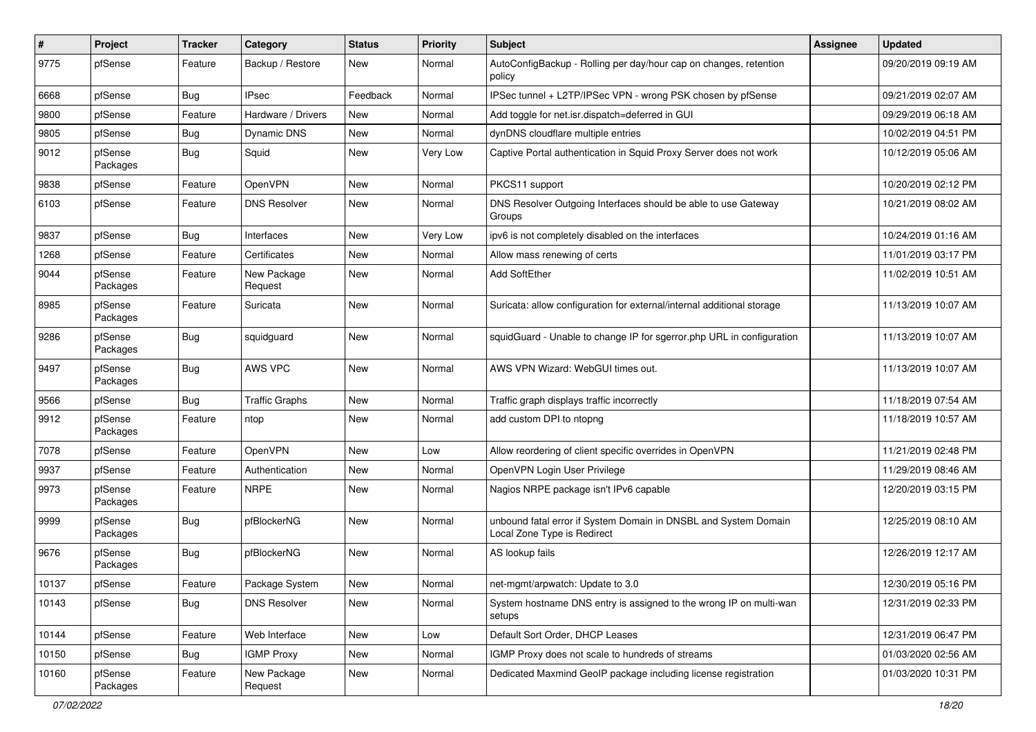| # | Project | Tracker | Category | Status | Priority | Subject | Assignee | Updated |
|---|---|---|---|---|---|---|---|---|
| 9775 | pfSense | Feature | Backup / Restore | New | Normal | AutoConfigBackup - Rolling per day/hour cap on changes, retention policy | | 09/20/2019 09:19 AM |
| 6668 | pfSense | Bug | IPsec | Feedback | Normal | IPSec tunnel + L2TP/IPSec VPN - wrong PSK chosen by pfSense | | 09/21/2019 02:07 AM |
| 9800 | pfSense | Feature | Hardware / Drivers | New | Normal | Add toggle for net.isr.dispatch=deferred in GUI | | 09/29/2019 06:18 AM |
| 9805 | pfSense | Bug | Dynamic DNS | New | Normal | dynDNS cloudflare multiple entries | | 10/02/2019 04:51 PM |
| 9012 | pfSense Packages | Bug | Squid | New | Very Low | Captive Portal authentication in Squid Proxy Server does not work | | 10/12/2019 05:06 AM |
| 9838 | pfSense | Feature | OpenVPN | New | Normal | PKCS11 support | | 10/20/2019 02:12 PM |
| 6103 | pfSense | Feature | DNS Resolver | New | Normal | DNS Resolver Outgoing Interfaces should be able to use Gateway Groups | | 10/21/2019 08:02 AM |
| 9837 | pfSense | Bug | Interfaces | New | Very Low | ipv6 is not completely disabled on the interfaces | | 10/24/2019 01:16 AM |
| 1268 | pfSense | Feature | Certificates | New | Normal | Allow mass renewing of certs | | 11/01/2019 03:17 PM |
| 9044 | pfSense Packages | Feature | New Package Request | New | Normal | Add SoftEther | | 11/02/2019 10:51 AM |
| 8985 | pfSense Packages | Feature | Suricata | New | Normal | Suricata: allow configuration for external/internal additional storage | | 11/13/2019 10:07 AM |
| 9286 | pfSense Packages | Bug | squidguard | New | Normal | squidGuard - Unable to change IP for sgerror.php URL in configuration | | 11/13/2019 10:07 AM |
| 9497 | pfSense Packages | Bug | AWS VPC | New | Normal | AWS VPN Wizard: WebGUI times out. | | 11/13/2019 10:07 AM |
| 9566 | pfSense | Bug | Traffic Graphs | New | Normal | Traffic graph displays traffic incorrectly | | 11/18/2019 07:54 AM |
| 9912 | pfSense Packages | Feature | ntop | New | Normal | add custom DPI to ntopng | | 11/18/2019 10:57 AM |
| 7078 | pfSense | Feature | OpenVPN | New | Low | Allow reordering of client specific overrides in OpenVPN | | 11/21/2019 02:48 PM |
| 9937 | pfSense | Feature | Authentication | New | Normal | OpenVPN Login User Privilege | | 11/29/2019 08:46 AM |
| 9973 | pfSense Packages | Feature | NRPE | New | Normal | Nagios NRPE package isn't IPv6 capable | | 12/20/2019 03:15 PM |
| 9999 | pfSense Packages | Bug | pfBlockerNG | New | Normal | unbound fatal error if System Domain in DNSBL and System Domain Local Zone Type is Redirect | | 12/25/2019 08:10 AM |
| 9676 | pfSense Packages | Bug | pfBlockerNG | New | Normal | AS lookup fails | | 12/26/2019 12:17 AM |
| 10137 | pfSense | Feature | Package System | New | Normal | net-mgmt/arpwatch: Update to 3.0 | | 12/30/2019 05:16 PM |
| 10143 | pfSense | Bug | DNS Resolver | New | Normal | System hostname DNS entry is assigned to the wrong IP on multi-wan setups | | 12/31/2019 02:33 PM |
| 10144 | pfSense | Feature | Web Interface | New | Low | Default Sort Order, DHCP Leases | | 12/31/2019 06:47 PM |
| 10150 | pfSense | Bug | IGMP Proxy | New | Normal | IGMP Proxy does not scale to hundreds of streams | | 01/03/2020 02:56 AM |
| 10160 | pfSense Packages | Feature | New Package Request | New | Normal | Dedicated Maxmind GeoIP package including license registration | | 01/03/2020 10:31 PM |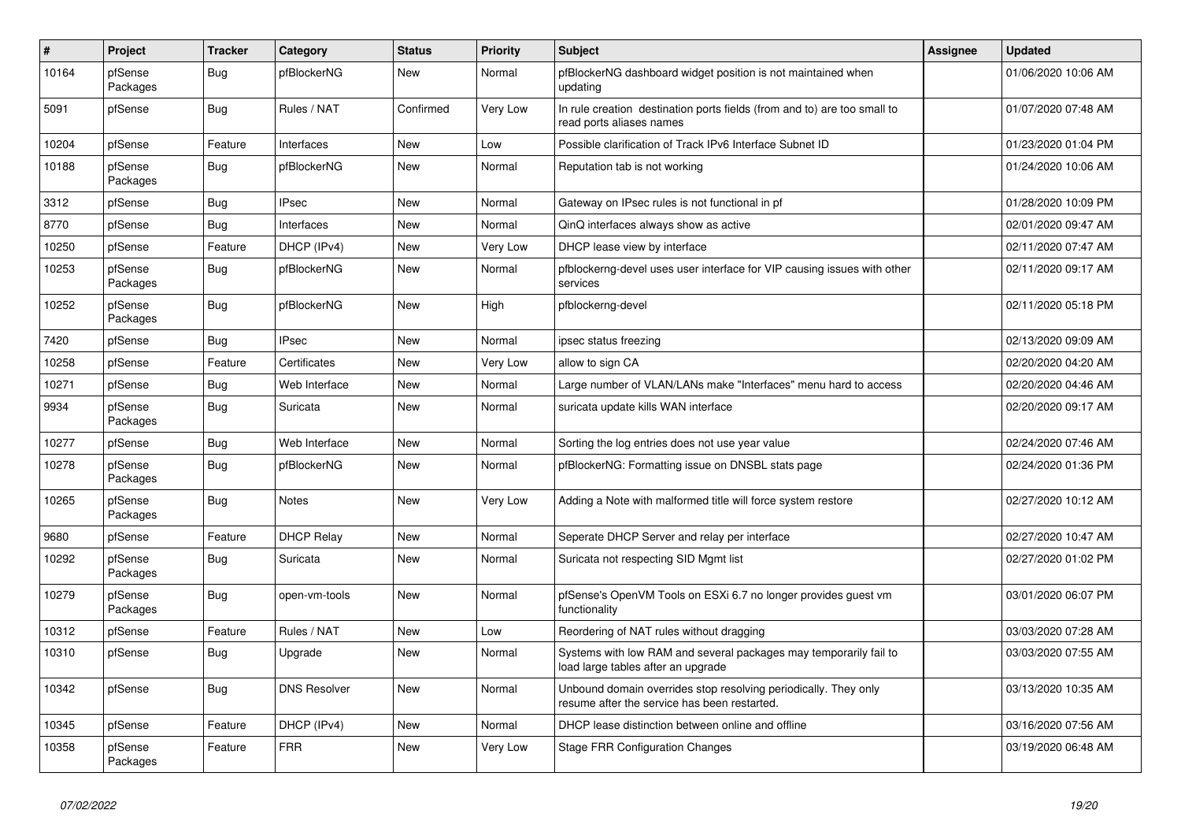| # | Project | Tracker | Category | Status | Priority | Subject | Assignee | Updated |
|---|---|---|---|---|---|---|---|---|
| 10164 | pfSense Packages | Bug | pfBlockerNG | New | Normal | pfBlockerNG dashboard widget position is not maintained when updating | | 01/06/2020 10:06 AM |
| 5091 | pfSense | Bug | Rules / NAT | Confirmed | Very Low | In rule creation destination ports fields (from and to) are too small to read ports aliases names | | 01/07/2020 07:48 AM |
| 10204 | pfSense | Feature | Interfaces | New | Low | Possible clarification of Track IPv6 Interface Subnet ID | | 01/23/2020 01:04 PM |
| 10188 | pfSense Packages | Bug | pfBlockerNG | New | Normal | Reputation tab is not working | | 01/24/2020 10:06 AM |
| 3312 | pfSense | Bug | IPsec | New | Normal | Gateway on IPsec rules is not functional in pf | | 01/28/2020 10:09 PM |
| 8770 | pfSense | Bug | Interfaces | New | Normal | QinQ interfaces always show as active | | 02/01/2020 09:47 AM |
| 10250 | pfSense | Feature | DHCP (IPv4) | New | Very Low | DHCP lease view by interface | | 02/11/2020 07:47 AM |
| 10253 | pfSense Packages | Bug | pfBlockerNG | New | Normal | pfblockerng-devel uses user interface for VIP causing issues with other services | | 02/11/2020 09:17 AM |
| 10252 | pfSense Packages | Bug | pfBlockerNG | New | High | pfblockerng-devel | | 02/11/2020 05:18 PM |
| 7420 | pfSense | Bug | IPsec | New | Normal | ipsec status freezing | | 02/13/2020 09:09 AM |
| 10258 | pfSense | Feature | Certificates | New | Very Low | allow to sign CA | | 02/20/2020 04:20 AM |
| 10271 | pfSense | Bug | Web Interface | New | Normal | Large number of VLAN/LANs make "Interfaces" menu hard to access | | 02/20/2020 04:46 AM |
| 9934 | pfSense Packages | Bug | Suricata | New | Normal | suricata update kills WAN interface | | 02/20/2020 09:17 AM |
| 10277 | pfSense | Bug | Web Interface | New | Normal | Sorting the log entries does not use year value | | 02/24/2020 07:46 AM |
| 10278 | pfSense Packages | Bug | pfBlockerNG | New | Normal | pfBlockerNG: Formatting issue on DNSBL stats page | | 02/24/2020 01:36 PM |
| 10265 | pfSense Packages | Bug | Notes | New | Very Low | Adding a Note with malformed title will force system restore | | 02/27/2020 10:12 AM |
| 9680 | pfSense | Feature | DHCP Relay | New | Normal | Seperate DHCP Server and relay per interface | | 02/27/2020 10:47 AM |
| 10292 | pfSense Packages | Bug | Suricata | New | Normal | Suricata not respecting SID Mgmt list | | 02/27/2020 01:02 PM |
| 10279 | pfSense Packages | Bug | open-vm-tools | New | Normal | pfSense's OpenVM Tools on ESXi 6.7 no longer provides guest vm functionality | | 03/01/2020 06:07 PM |
| 10312 | pfSense | Feature | Rules / NAT | New | Low | Reordering of NAT rules without dragging | | 03/03/2020 07:28 AM |
| 10310 | pfSense | Bug | Upgrade | New | Normal | Systems with low RAM and several packages may temporarily fail to load large tables after an upgrade | | 03/03/2020 07:55 AM |
| 10342 | pfSense | Bug | DNS Resolver | New | Normal | Unbound domain overrides stop resolving periodically. They only resume after the service has been restarted. | | 03/13/2020 10:35 AM |
| 10345 | pfSense | Feature | DHCP (IPv4) | New | Normal | DHCP lease distinction between online and offline | | 03/16/2020 07:56 AM |
| 10358 | pfSense Packages | Feature | FRR | New | Very Low | Stage FRR Configuration Changes | | 03/19/2020 06:48 AM |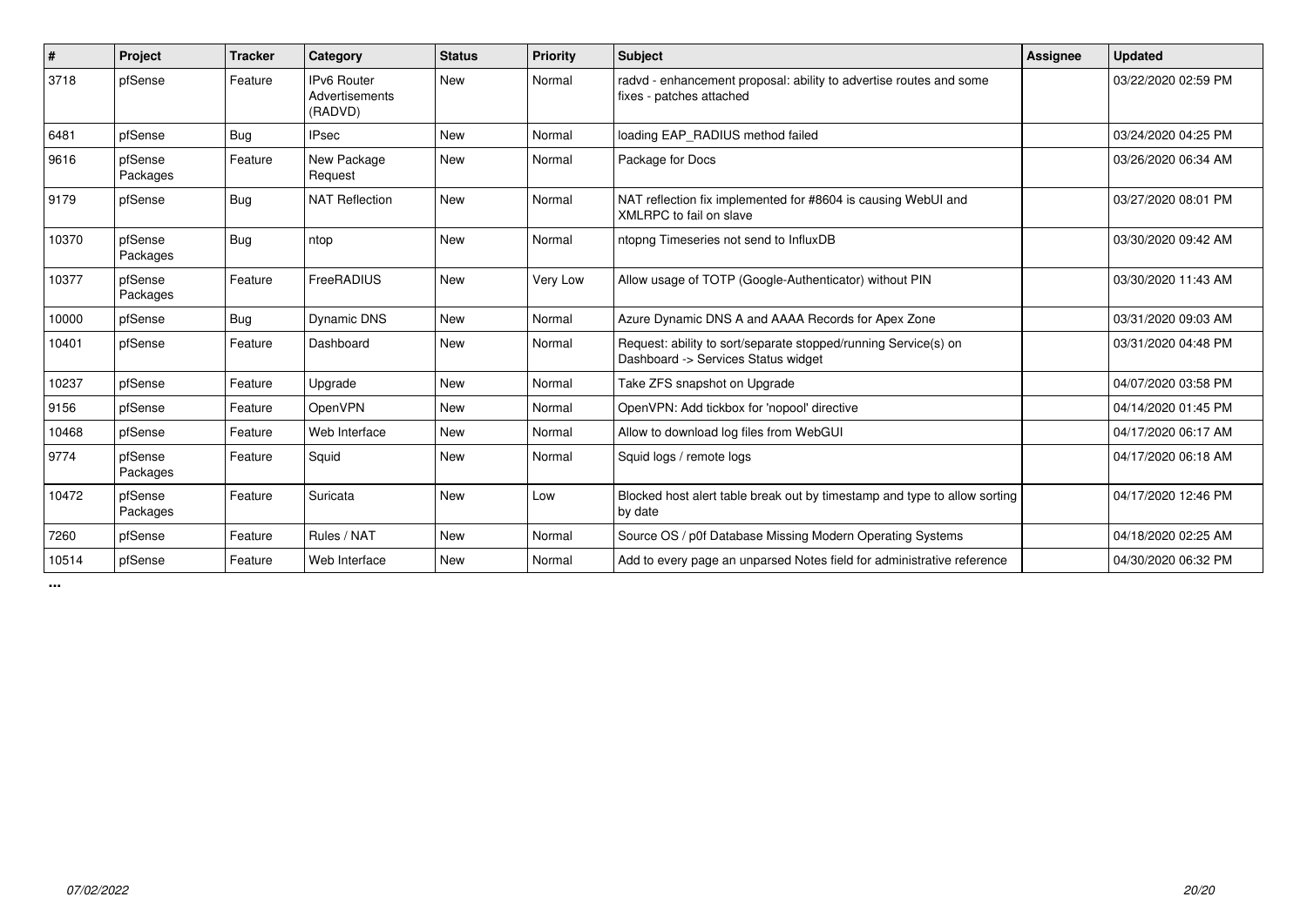| # | Project | Tracker | Category | Status | Priority | Subject | Assignee | Updated |
|---|---|---|---|---|---|---|---|---|
| 3718 | pfSense | Feature | IPv6 Router Advertisements (RADVD) | New | Normal | radvd - enhancement proposal: ability to advertise routes and some fixes - patches attached | | 03/22/2020 02:59 PM |
| 6481 | pfSense | Bug | IPsec | New | Normal | loading EAP_RADIUS method failed | | 03/24/2020 04:25 PM |
| 9616 | pfSense Packages | Feature | New Package Request | New | Normal | Package for Docs | | 03/26/2020 06:34 AM |
| 9179 | pfSense | Bug | NAT Reflection | New | Normal | NAT reflection fix implemented for #8604 is causing WebUI and XMLRPC to fail on slave | | 03/27/2020 08:01 PM |
| 10370 | pfSense Packages | Bug | ntop | New | Normal | ntopng Timeseries not send to InfluxDB | | 03/30/2020 09:42 AM |
| 10377 | pfSense Packages | Feature | FreeRADIUS | New | Very Low | Allow usage of TOTP (Google-Authenticator) without PIN | | 03/30/2020 11:43 AM |
| 10000 | pfSense | Bug | Dynamic DNS | New | Normal | Azure Dynamic DNS A and AAAA Records for Apex Zone | | 03/31/2020 09:03 AM |
| 10401 | pfSense | Feature | Dashboard | New | Normal | Request: ability to sort/separate stopped/running Service(s) on Dashboard -> Services Status widget | | 03/31/2020 04:48 PM |
| 10237 | pfSense | Feature | Upgrade | New | Normal | Take ZFS snapshot on Upgrade | | 04/07/2020 03:58 PM |
| 9156 | pfSense | Feature | OpenVPN | New | Normal | OpenVPN: Add tickbox for 'nopool' directive | | 04/14/2020 01:45 PM |
| 10468 | pfSense | Feature | Web Interface | New | Normal | Allow to download log files from WebGUI | | 04/17/2020 06:17 AM |
| 9774 | pfSense Packages | Feature | Squid | New | Normal | Squid logs / remote logs | | 04/17/2020 06:18 AM |
| 10472 | pfSense Packages | Feature | Suricata | New | Low | Blocked host alert table break out by timestamp and type to allow sorting by date | | 04/17/2020 12:46 PM |
| 7260 | pfSense | Feature | Rules / NAT | New | Normal | Source OS / p0f Database Missing Modern Operating Systems | | 04/18/2020 02:25 AM |
| 10514 | pfSense | Feature | Web Interface | New | Normal | Add to every page an unparsed Notes field for administrative reference | | 04/30/2020 06:32 PM |

...